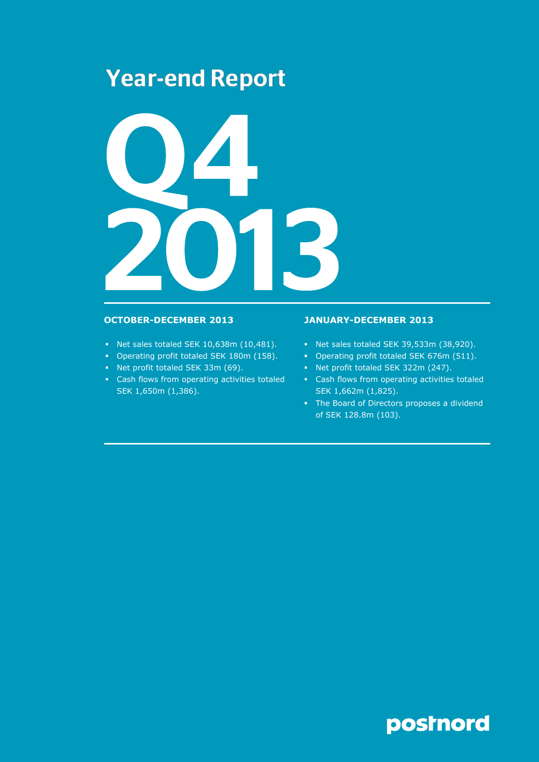# Year-end Report

# Q4 2013

## OCTOBER-DECEMBER 2013

- Net sales totaled SEK 10,638m (10,481).
- Operating profit totaled SEK 180m (158).
- Net profit totaled SEK 33m (69).
- Cash flows from operating activities totaled SEK 1,650m (1,386).

## JANUARY-DECEMBER 2013

- Net sales totaled SEK 39,533m (38,920).
- Operating profit totaled SEK 676m (511).
- Net profit totaled SEK 322m (247).
- Cash flows from operating activities totaled SEK 1,662m (1,825).
- The Board of Directors proposes a dividend of SEK 128.8m (103).

postnord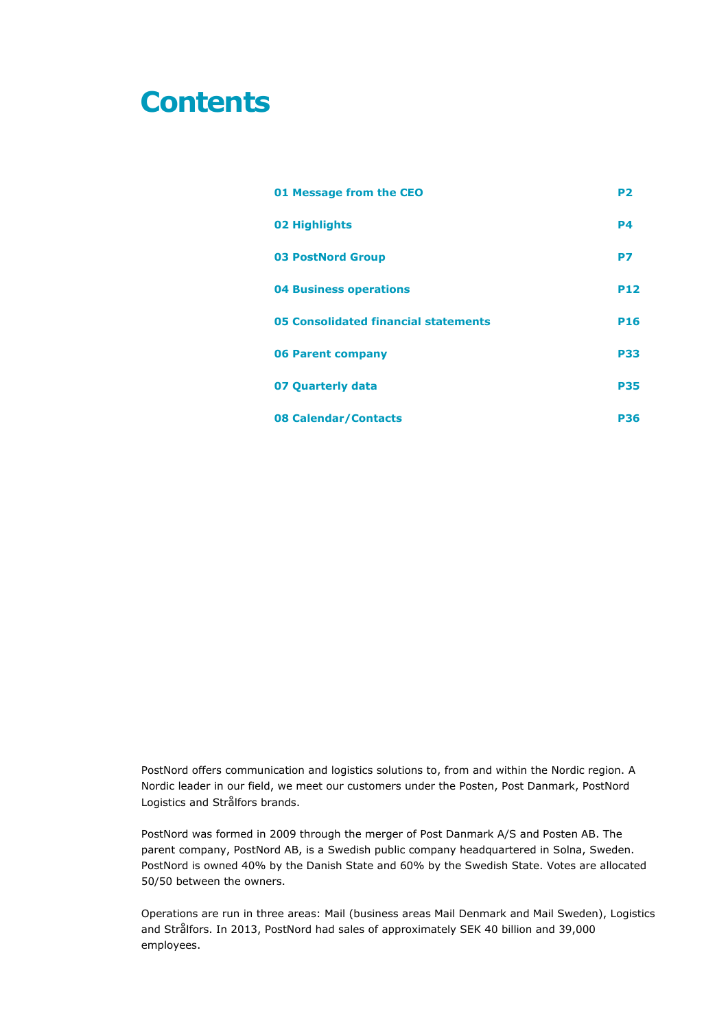# Contents

| | |
|---|---|
| **01 Message from the CEO** | **P2** |
| **02 Highlights** | **P4** |
| **03 PostNord Group** | **P7** |
| **04 Business operations** | **P12** |
| **05 Consolidated financial statements** | **P16** |
| **06 Parent company** | **P33** |
| **07 Quarterly data** | **P35** |
| **08 Calendar/Contacts** | **P36** |

PostNord offers communication and logistics solutions to, from and within the Nordic region. A Nordic leader in our field, we meet our customers under the Posten, Post Danmark, PostNord Logistics and Strålfors brands.

PostNord was formed in 2009 through the merger of Post Danmark A/S and Posten AB. The parent company, PostNord AB, is a Swedish public company headquartered in Solna, Sweden. PostNord is owned 40% by the Danish State and 60% by the Swedish State. Votes are allocated 50/50 between the owners.

Operations are run in three areas: Mail (business areas Mail Denmark and Mail Sweden), Logistics and Strålfors. In 2013, PostNord had sales of approximately SEK 40 billion and 39,000 employees.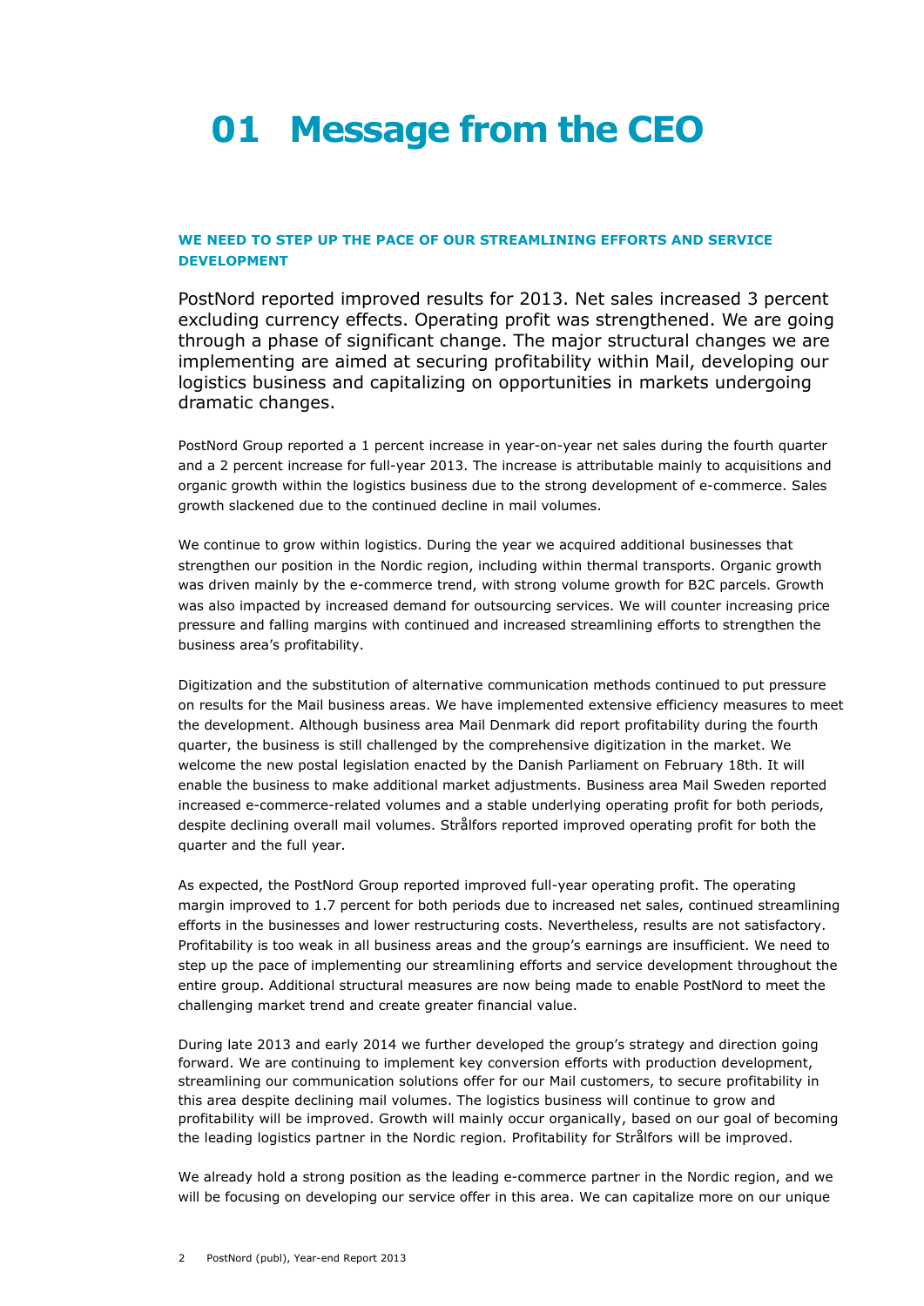# 01 Message from the CEO

### WE NEED TO STEP UP THE PACE OF OUR STREAMLINING EFFORTS AND SERVICE DEVELOPMENT

PostNord reported improved results for 2013. Net sales increased 3 percent excluding currency effects. Operating profit was strengthened. We are going through a phase of significant change. The major structural changes we are implementing are aimed at securing profitability within Mail, developing our logistics business and capitalizing on opportunities in markets undergoing dramatic changes.

PostNord Group reported a 1 percent increase in year-on-year net sales during the fourth quarter and a 2 percent increase for full-year 2013. The increase is attributable mainly to acquisitions and organic growth within the logistics business due to the strong development of e-commerce. Sales growth slackened due to the continued decline in mail volumes.

We continue to grow within logistics. During the year we acquired additional businesses that strengthen our position in the Nordic region, including within thermal transports. Organic growth was driven mainly by the e-commerce trend, with strong volume growth for B2C parcels. Growth was also impacted by increased demand for outsourcing services. We will counter increasing price pressure and falling margins with continued and increased streamlining efforts to strengthen the business area's profitability.

Digitization and the substitution of alternative communication methods continued to put pressure on results for the Mail business areas. We have implemented extensive efficiency measures to meet the development. Although business area Mail Denmark did report profitability during the fourth quarter, the business is still challenged by the comprehensive digitization in the market. We welcome the new postal legislation enacted by the Danish Parliament on February 18th. It will enable the business to make additional market adjustments. Business area Mail Sweden reported increased e-commerce-related volumes and a stable underlying operating profit for both periods, despite declining overall mail volumes. Strålfors reported improved operating profit for both the quarter and the full year.

As expected, the PostNord Group reported improved full-year operating profit. The operating margin improved to 1.7 percent for both periods due to increased net sales, continued streamlining efforts in the businesses and lower restructuring costs. Nevertheless, results are not satisfactory. Profitability is too weak in all business areas and the group's earnings are insufficient. We need to step up the pace of implementing our streamlining efforts and service development throughout the entire group. Additional structural measures are now being made to enable PostNord to meet the challenging market trend and create greater financial value.

During late 2013 and early 2014 we further developed the group's strategy and direction going forward. We are continuing to implement key conversion efforts with production development, streamlining our communication solutions offer for our Mail customers, to secure profitability in this area despite declining mail volumes. The logistics business will continue to grow and profitability will be improved. Growth will mainly occur organically, based on our goal of becoming the leading logistics partner in the Nordic region. Profitability for Strålfors will be improved.

We already hold a strong position as the leading e-commerce partner in the Nordic region, and we will be focusing on developing our service offer in this area. We can capitalize more on our unique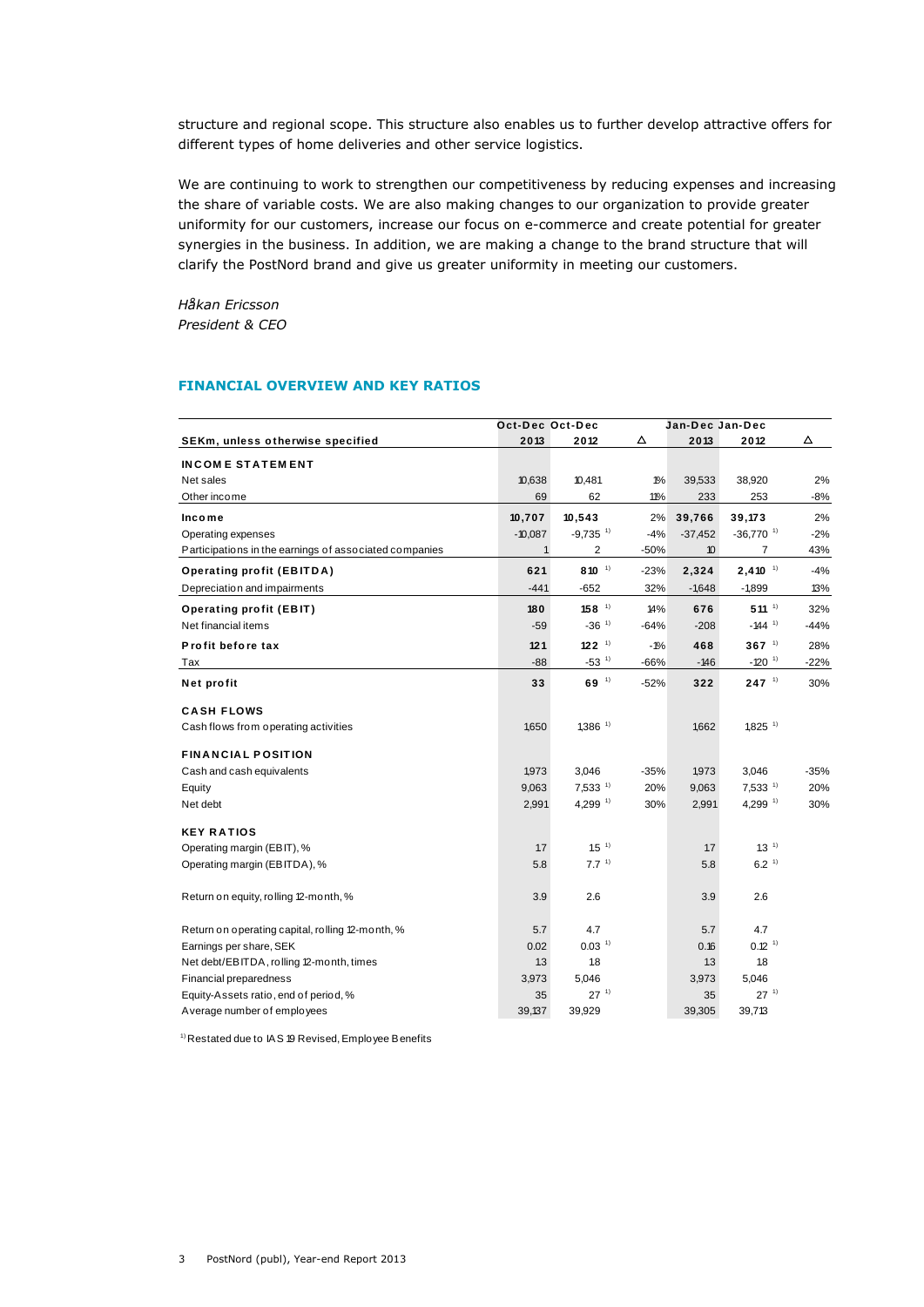structure and regional scope. This structure also enables us to further develop attractive offers for different types of home deliveries and other service logistics.

We are continuing to work to strengthen our competitiveness by reducing expenses and increasing the share of variable costs. We are also making changes to our organization to provide greater uniformity for our customers, increase our focus on e-commerce and create potential for greater synergies in the business. In addition, we are making a change to the brand structure that will clarify the PostNord brand and give us greater uniformity in meeting our customers.

*Håkan Ericsson*
*President & CEO*

## FINANCIAL OVERVIEW AND KEY RATIOS

| SEKm, unless otherwise specified | Oct-Dec 2013 | Oct-Dec 2012 | Δ | Jan-Dec 2013 | Jan-Dec 2012 | Δ |
|---|---|---|---|---|---|---|
| **INCOME STATEMENT** | | | | | | |
| Net sales | 10,638 | 10,481 | 1% | 39,533 | 38,920 | 2% |
| Other income | 69 | 62 | 11% | 233 | 253 | -8% |
| **Income** | **10,707** | **10,543** | 2% | **39,766** | **39,173** | 2% |
| Operating expenses | -10,087 | -9,735 [1] | -4% | -37,452 | -36,770 [1] | -2% |
| Participations in the earnings of associated companies | 1 | 2 | -50% | 10 | 7 | 43% |
| **Operating profit (EBITDA)** | **621** | **810** [1] | -23% | **2,324** | **2,410** [1] | -4% |
| Depreciation and impairments | -441 | -652 | 32% | -1,648 | -1,899 | 13% |
| **Operating profit (EBIT)** | **180** | **158** [1] | 14% | **676** | **511** [1] | 32% |
| Net financial items | -59 | -36 [1] | -64% | -208 | -144 [1] | -44% |
| **Profit before tax** | **121** | **122** [1] | -1% | **468** | **367** [1] | 28% |
| Tax | -88 | -53 [1] | -66% | -146 | -120 [1] | -22% |
| **Net profit** | **33** | **69** [1] | -52% | **322** | **247** [1] | 30% |
| **CASH FLOWS** | | | | | | |
| Cash flows from operating activities | 1,650 | 1,386 [1] | | 1,662 | 1,825 [1] | |
| **FINANCIAL POSITION** | | | | | | |
| Cash and cash equivalents | 1,973 | 3,046 | -35% | 1,973 | 3,046 | -35% |
| Equity | 9,063 | 7,533 [1] | 20% | 9,063 | 7,533 [1] | 20% |
| Net debt | 2,991 | 4,299 [1] | 30% | 2,991 | 4,299 [1] | 30% |
| **KEY RATIOS** | | | | | | |
| Operating margin (EBIT), % | 1.7 | 1.5 [1] | | 1.7 | 1.3 [1] | |
| Operating margin (EBITDA), % | 5.8 | 7.7 [1] | | 5.8 | 6.2 [1] | |
| Return on equity, rolling 12-month, % | 3.9 | 2.6 | | 3.9 | 2.6 | |
| Return on operating capital, rolling 12-month, % | 5.7 | 4.7 | | 5.7 | 4.7 | |
| Earnings per share, SEK | 0.02 | 0.03 [1] | | 0.16 | 0.12 [1] | |
| Net debt/EBITDA, rolling 12-month, times | 1.3 | 1.8 | | 1.3 | 1.8 | |
| Financial preparedness | 3,973 | 5,046 | | 3,973 | 5,046 | |
| Equity-Assets ratio, end of period, % | 35 | 27 [1] | | 35 | 27 [1] | |
| Average number of employees | 39,137 | 39,929 | | 39,305 | 39,713 | |

[1] Restated due to IAS 19 Revised, Employee Benefits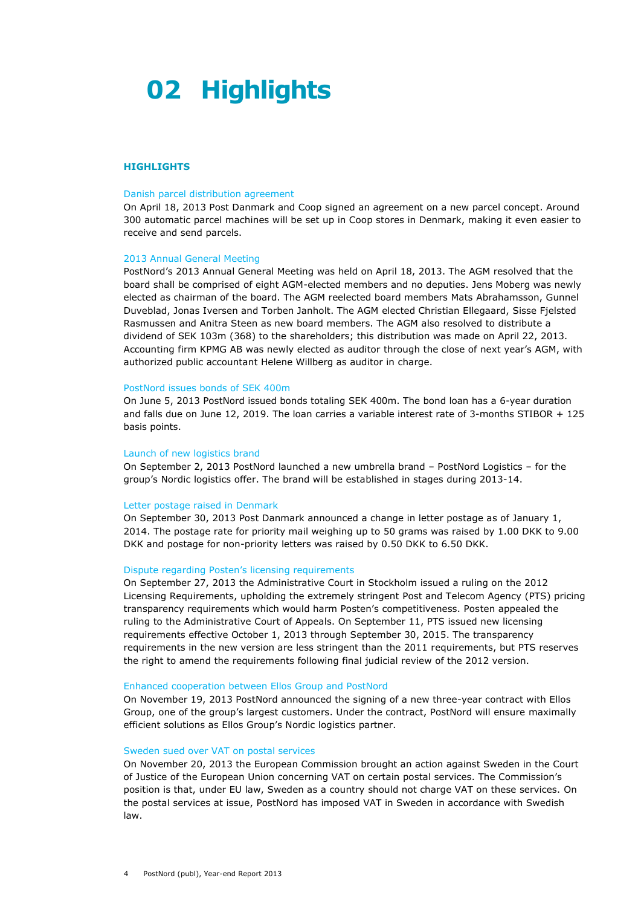# 02 Highlights

### HIGHLIGHTS

#### Danish parcel distribution agreement

On April 18, 2013 Post Danmark and Coop signed an agreement on a new parcel concept. Around 300 automatic parcel machines will be set up in Coop stores in Denmark, making it even easier to receive and send parcels.

#### 2013 Annual General Meeting

PostNord's 2013 Annual General Meeting was held on April 18, 2013. The AGM resolved that the board shall be comprised of eight AGM-elected members and no deputies. Jens Moberg was newly elected as chairman of the board. The AGM reelected board members Mats Abrahamsson, Gunnel Duveblad, Jonas Iversen and Torben Janholt. The AGM elected Christian Ellegaard, Sisse Fjelsted Rasmussen and Anitra Steen as new board members. The AGM also resolved to distribute a dividend of SEK 103m (368) to the shareholders; this distribution was made on April 22, 2013. Accounting firm KPMG AB was newly elected as auditor through the close of next year's AGM, with authorized public accountant Helene Willberg as auditor in charge.

#### PostNord issues bonds of SEK 400m

On June 5, 2013 PostNord issued bonds totaling SEK 400m. The bond loan has a 6-year duration and falls due on June 12, 2019. The loan carries a variable interest rate of 3-months STIBOR + 125 basis points.

#### Launch of new logistics brand

On September 2, 2013 PostNord launched a new umbrella brand – PostNord Logistics – for the group's Nordic logistics offer. The brand will be established in stages during 2013-14.

#### Letter postage raised in Denmark

On September 30, 2013 Post Danmark announced a change in letter postage as of January 1, 2014. The postage rate for priority mail weighing up to 50 grams was raised by 1.00 DKK to 9.00 DKK and postage for non-priority letters was raised by 0.50 DKK to 6.50 DKK.

#### Dispute regarding Posten's licensing requirements

On September 27, 2013 the Administrative Court in Stockholm issued a ruling on the 2012 Licensing Requirements, upholding the extremely stringent Post and Telecom Agency (PTS) pricing transparency requirements which would harm Posten's competitiveness. Posten appealed the ruling to the Administrative Court of Appeals. On September 11, PTS issued new licensing requirements effective October 1, 2013 through September 30, 2015. The transparency requirements in the new version are less stringent than the 2011 requirements, but PTS reserves the right to amend the requirements following final judicial review of the 2012 version.

#### Enhanced cooperation between Ellos Group and PostNord

On November 19, 2013 PostNord announced the signing of a new three-year contract with Ellos Group, one of the group's largest customers. Under the contract, PostNord will ensure maximally efficient solutions as Ellos Group's Nordic logistics partner.

#### Sweden sued over VAT on postal services

On November 20, 2013 the European Commission brought an action against Sweden in the Court of Justice of the European Union concerning VAT on certain postal services. The Commission's position is that, under EU law, Sweden as a country should not charge VAT on these services. On the postal services at issue, PostNord has imposed VAT in Sweden in accordance with Swedish law.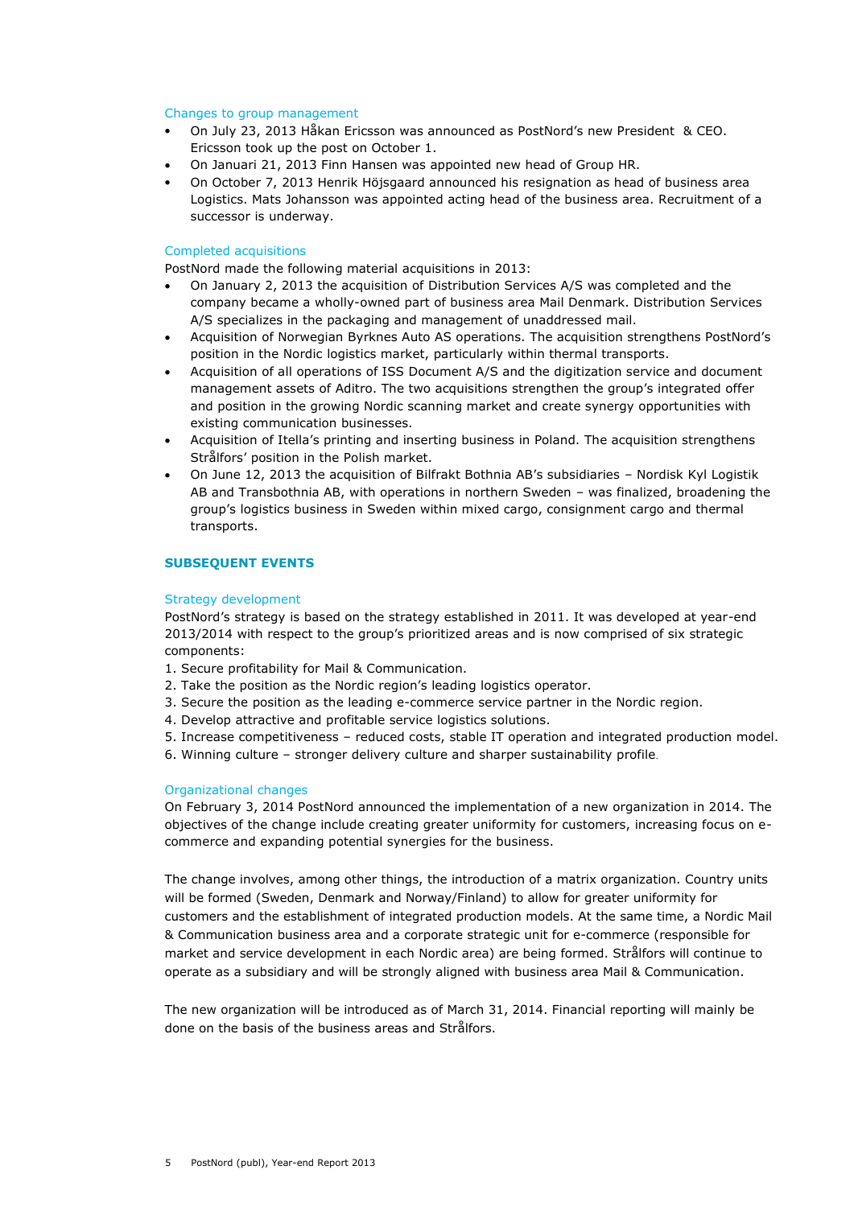### Changes to group management

- On July 23, 2013 Håkan Ericsson was announced as PostNord's new President & CEO. Ericsson took up the post on October 1.
- On Januari 21, 2013 Finn Hansen was appointed new head of Group HR.
- On October 7, 2013 Henrik Höjsgaard announced his resignation as head of business area Logistics. Mats Johansson was appointed acting head of the business area. Recruitment of a successor is underway.

### Completed acquisitions

PostNord made the following material acquisitions in 2013:

- On January 2, 2013 the acquisition of Distribution Services A/S was completed and the company became a wholly-owned part of business area Mail Denmark. Distribution Services A/S specializes in the packaging and management of unaddressed mail.
- Acquisition of Norwegian Byrknes Auto AS operations. The acquisition strengthens PostNord's position in the Nordic logistics market, particularly within thermal transports.
- Acquisition of all operations of ISS Document A/S and the digitization service and document management assets of Aditro. The two acquisitions strengthen the group's integrated offer and position in the growing Nordic scanning market and create synergy opportunities with existing communication businesses.
- Acquisition of Itella's printing and inserting business in Poland. The acquisition strengthens Strålfors' position in the Polish market.
- On June 12, 2013 the acquisition of Bilfrakt Bothnia AB's subsidiaries – Nordisk Kyl Logistik AB and Transbothnia AB, with operations in northern Sweden – was finalized, broadening the group's logistics business in Sweden within mixed cargo, consignment cargo and thermal transports.

## SUBSEQUENT EVENTS

### Strategy development

PostNord's strategy is based on the strategy established in 2011. It was developed at year-end 2013/2014 with respect to the group's prioritized areas and is now comprised of six strategic components:

1. Secure profitability for Mail & Communication.
2. Take the position as the Nordic region's leading logistics operator.
3. Secure the position as the leading e-commerce service partner in the Nordic region.
4. Develop attractive and profitable service logistics solutions.
5. Increase competitiveness – reduced costs, stable IT operation and integrated production model.
6. Winning culture – stronger delivery culture and sharper sustainability profile.

### Organizational changes

On February 3, 2014 PostNord announced the implementation of a new organization in 2014. The objectives of the change include creating greater uniformity for customers, increasing focus on e-commerce and expanding potential synergies for the business.

The change involves, among other things, the introduction of a matrix organization. Country units will be formed (Sweden, Denmark and Norway/Finland) to allow for greater uniformity for customers and the establishment of integrated production models. At the same time, a Nordic Mail & Communication business area and a corporate strategic unit for e-commerce (responsible for market and service development in each Nordic area) are being formed. Strålfors will continue to operate as a subsidiary and will be strongly aligned with business area Mail & Communication.

The new organization will be introduced as of March 31, 2014. Financial reporting will mainly be done on the basis of the business areas and Strålfors.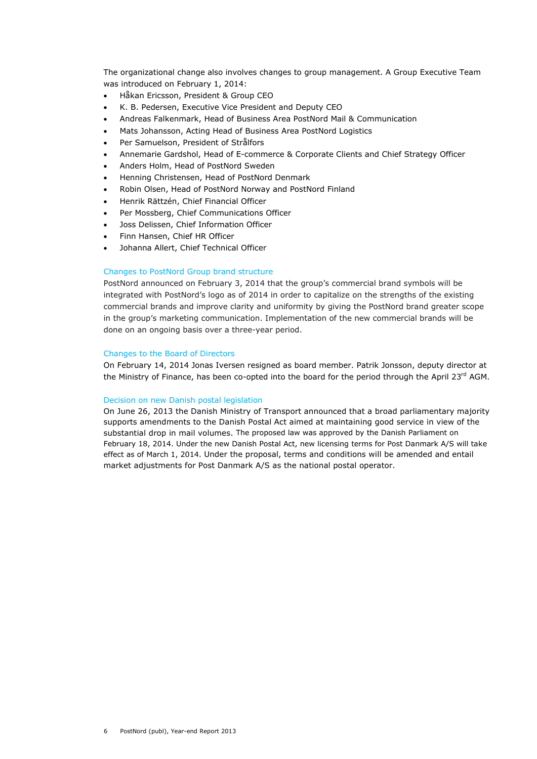The organizational change also involves changes to group management. A Group Executive Team was introduced on February 1, 2014:

- Håkan Ericsson, President & Group CEO
- K. B. Pedersen, Executive Vice President and Deputy CEO
- Andreas Falkenmark, Head of Business Area PostNord Mail & Communication
- Mats Johansson, Acting Head of Business Area PostNord Logistics
- Per Samuelson, President of Strålfors
- Annemarie Gardshol, Head of E-commerce & Corporate Clients and Chief Strategy Officer
- Anders Holm, Head of PostNord Sweden
- Henning Christensen, Head of PostNord Denmark
- Robin Olsen, Head of PostNord Norway and PostNord Finland
- Henrik Rättzén, Chief Financial Officer
- Per Mossberg, Chief Communications Officer
- Joss Delissen, Chief Information Officer
- Finn Hansen, Chief HR Officer
- Johanna Allert, Chief Technical Officer

### Changes to PostNord Group brand structure

PostNord announced on February 3, 2014 that the group's commercial brand symbols will be integrated with PostNord's logo as of 2014 in order to capitalize on the strengths of the existing commercial brands and improve clarity and uniformity by giving the PostNord brand greater scope in the group's marketing communication. Implementation of the new commercial brands will be done on an ongoing basis over a three-year period.

### Changes to the Board of Directors

On February 14, 2014 Jonas Iversen resigned as board member. Patrik Jonsson, deputy director at the Ministry of Finance, has been co-opted into the board for the period through the April 23rd AGM.

### Decision on new Danish postal legislation

On June 26, 2013 the Danish Ministry of Transport announced that a broad parliamentary majority supports amendments to the Danish Postal Act aimed at maintaining good service in view of the substantial drop in mail volumes. The proposed law was approved by the Danish Parliament on February 18, 2014. Under the new Danish Postal Act, new licensing terms for Post Danmark A/S will take effect as of March 1, 2014. Under the proposal, terms and conditions will be amended and entail market adjustments for Post Danmark A/S as the national postal operator.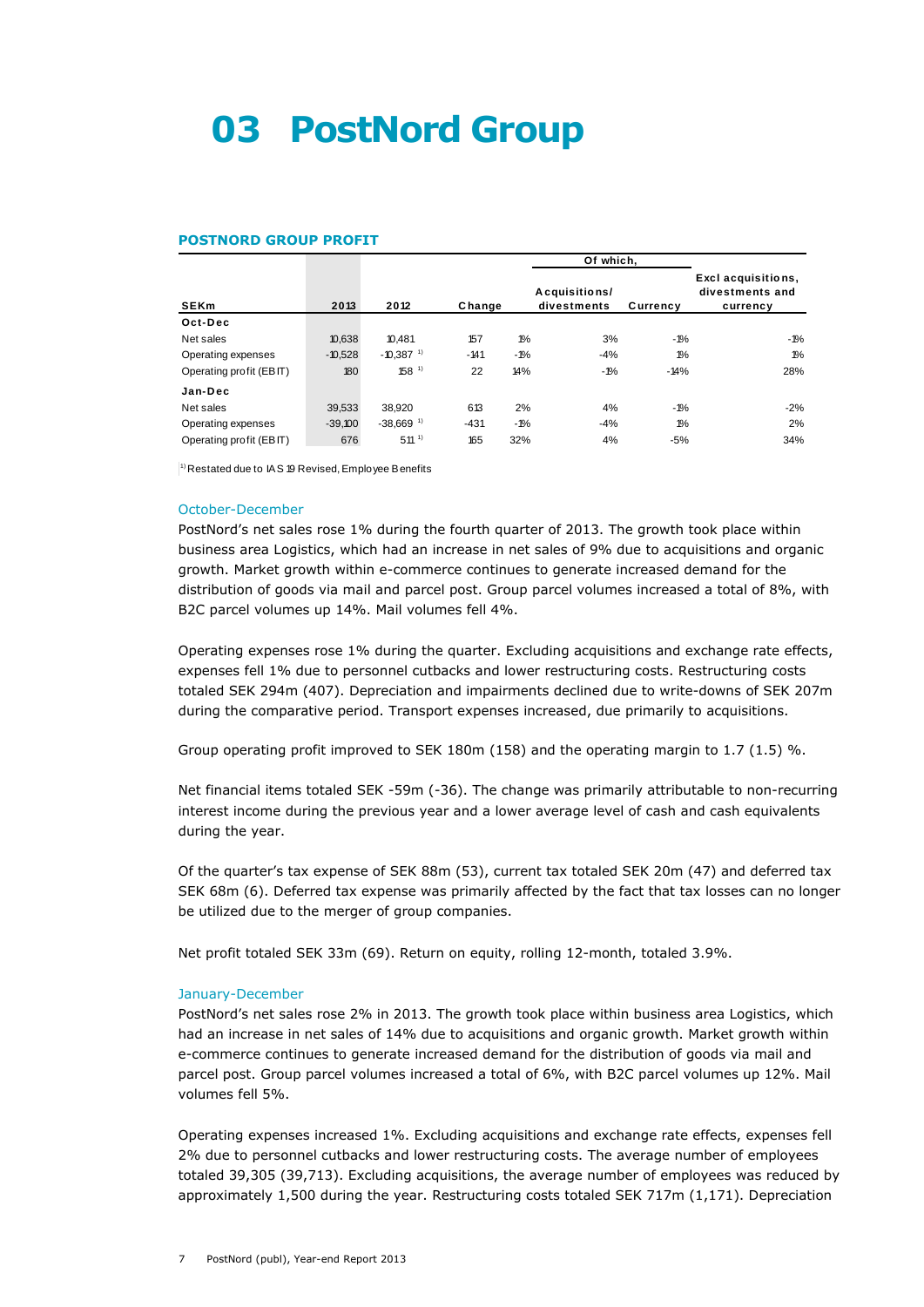# 03 PostNord Group

### POSTNORD GROUP PROFIT

| SEKm | 2013 | 2012 | Change | | Of which, Acquisitions/ divestments | Of which, Currency | Excl acquisitions, divestments and currency |
|---|---|---|---|---|---|---|---|
| **Oct-Dec** | | | | | | | |
| Net sales | 10,638 | 10,481 | 157 | 1% | 3% | -1% | -1% |
| Operating expenses | -10,528 | -10,387 [1] | -141 | -1% | -4% | 1% | 1% |
| Operating profit (EBIT) | 180 | 158 [1] | 22 | 14% | -1% | -14% | 28% |
| **Jan-Dec** | | | | | | | |
| Net sales | 39,533 | 38,920 | 613 | 2% | 4% | -1% | -2% |
| Operating expenses | -39,100 | -38,669 [1] | -431 | -1% | -4% | 1% | 2% |
| Operating profit (EBIT) | 676 | 511 [1] | 165 | 32% | 4% | -5% | 34% |

[1] Restated due to IAS 19 Revised, Employee Benefits

#### October-December

PostNord's net sales rose 1% during the fourth quarter of 2013. The growth took place within business area Logistics, which had an increase in net sales of 9% due to acquisitions and organic growth. Market growth within e-commerce continues to generate increased demand for the distribution of goods via mail and parcel post. Group parcel volumes increased a total of 8%, with B2C parcel volumes up 14%. Mail volumes fell 4%.

Operating expenses rose 1% during the quarter. Excluding acquisitions and exchange rate effects, expenses fell 1% due to personnel cutbacks and lower restructuring costs. Restructuring costs totaled SEK 294m (407). Depreciation and impairments declined due to write-downs of SEK 207m during the comparative period. Transport expenses increased, due primarily to acquisitions.

Group operating profit improved to SEK 180m (158) and the operating margin to 1.7 (1.5) %.

Net financial items totaled SEK -59m (-36). The change was primarily attributable to non-recurring interest income during the previous year and a lower average level of cash and cash equivalents during the year.

Of the quarter's tax expense of SEK 88m (53), current tax totaled SEK 20m (47) and deferred tax SEK 68m (6). Deferred tax expense was primarily affected by the fact that tax losses can no longer be utilized due to the merger of group companies.

Net profit totaled SEK 33m (69). Return on equity, rolling 12-month, totaled 3.9%.

#### January-December

PostNord's net sales rose 2% in 2013. The growth took place within business area Logistics, which had an increase in net sales of 14% due to acquisitions and organic growth. Market growth within e-commerce continues to generate increased demand for the distribution of goods via mail and parcel post. Group parcel volumes increased a total of 6%, with B2C parcel volumes up 12%. Mail volumes fell 5%.

Operating expenses increased 1%. Excluding acquisitions and exchange rate effects, expenses fell 2% due to personnel cutbacks and lower restructuring costs. The average number of employees totaled 39,305 (39,713). Excluding acquisitions, the average number of employees was reduced by approximately 1,500 during the year. Restructuring costs totaled SEK 717m (1,171). Depreciation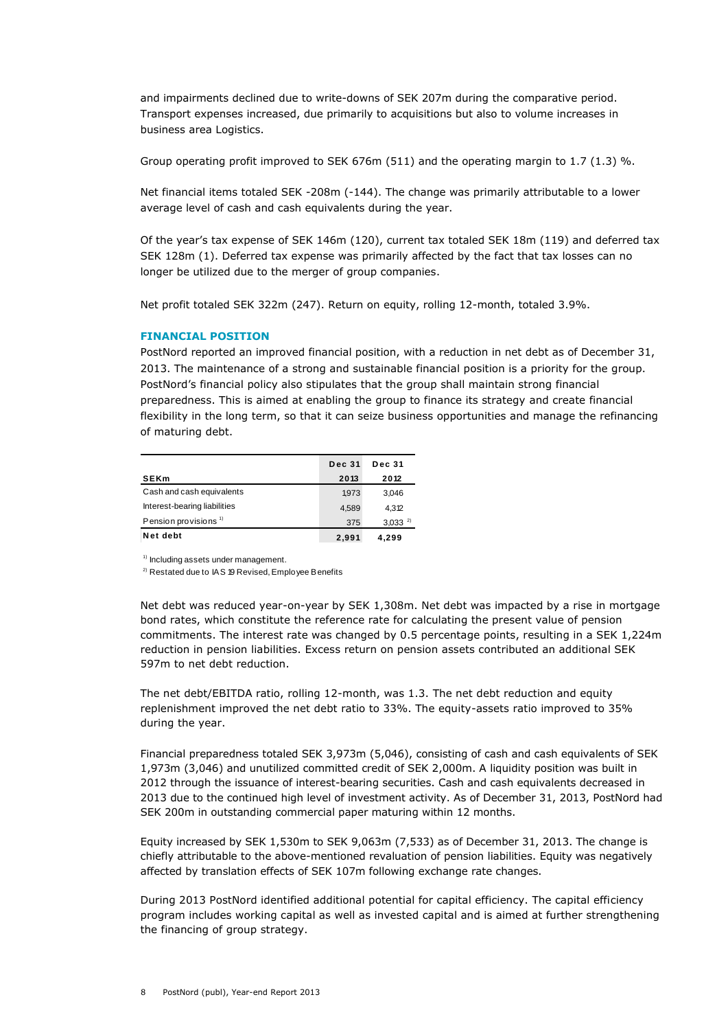and impairments declined due to write-downs of SEK 207m during the comparative period. Transport expenses increased, due primarily to acquisitions but also to volume increases in business area Logistics.

Group operating profit improved to SEK 676m (511) and the operating margin to 1.7 (1.3) %.

Net financial items totaled SEK -208m (-144). The change was primarily attributable to a lower average level of cash and cash equivalents during the year.

Of the year's tax expense of SEK 146m (120), current tax totaled SEK 18m (119) and deferred tax SEK 128m (1). Deferred tax expense was primarily affected by the fact that tax losses can no longer be utilized due to the merger of group companies.

Net profit totaled SEK 322m (247). Return on equity, rolling 12-month, totaled 3.9%.

## FINANCIAL POSITION

PostNord reported an improved financial position, with a reduction in net debt as of December 31, 2013. The maintenance of a strong and sustainable financial position is a priority for the group. PostNord's financial policy also stipulates that the group shall maintain strong financial preparedness. This is aimed at enabling the group to finance its strategy and create financial flexibility in the long term, so that it can seize business opportunities and manage the refinancing of maturing debt.

| SEKm | Dec 31 2013 | Dec 31 2012 |
|---|---|---|
| Cash and cash equivalents | 1,973 | 3,046 |
| Interest-bearing liabilities | 4,589 | 4,312 |
| Pension provisions [1] | 375 | 3,033 [2] |
| **Net debt** | **2,991** | **4,299** |

[1] Including assets under management.
[2] Restated due to IAS 19 Revised, Employee Benefits

Net debt was reduced year-on-year by SEK 1,308m. Net debt was impacted by a rise in mortgage bond rates, which constitute the reference rate for calculating the present value of pension commitments. The interest rate was changed by 0.5 percentage points, resulting in a SEK 1,224m reduction in pension liabilities. Excess return on pension assets contributed an additional SEK 597m to net debt reduction.

The net debt/EBITDA ratio, rolling 12-month, was 1.3. The net debt reduction and equity replenishment improved the net debt ratio to 33%. The equity-assets ratio improved to 35% during the year.

Financial preparedness totaled SEK 3,973m (5,046), consisting of cash and cash equivalents of SEK 1,973m (3,046) and unutilized committed credit of SEK 2,000m. A liquidity position was built in 2012 through the issuance of interest-bearing securities. Cash and cash equivalents decreased in 2013 due to the continued high level of investment activity. As of December 31, 2013, PostNord had SEK 200m in outstanding commercial paper maturing within 12 months.

Equity increased by SEK 1,530m to SEK 9,063m (7,533) as of December 31, 2013. The change is chiefly attributable to the above-mentioned revaluation of pension liabilities. Equity was negatively affected by translation effects of SEK 107m following exchange rate changes.

During 2013 PostNord identified additional potential for capital efficiency. The capital efficiency program includes working capital as well as invested capital and is aimed at further strengthening the financing of group strategy.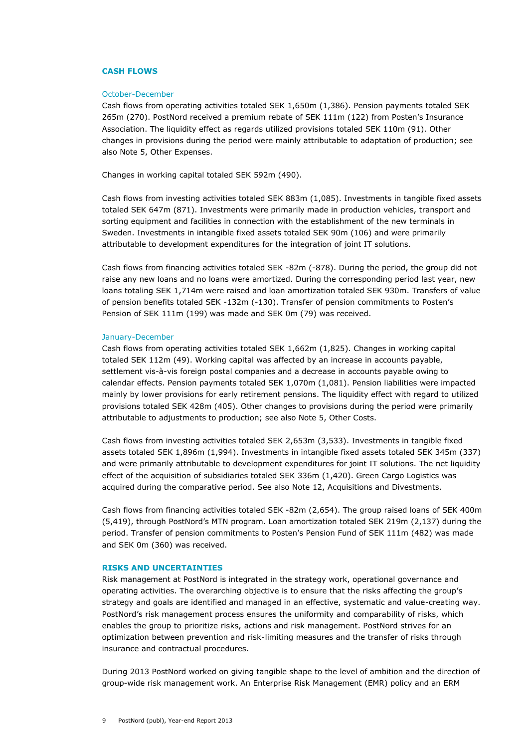## CASH FLOWS

### October-December

Cash flows from operating activities totaled SEK 1,650m (1,386). Pension payments totaled SEK 265m (270). PostNord received a premium rebate of SEK 111m (122) from Posten's Insurance Association. The liquidity effect as regards utilized provisions totaled SEK 110m (91). Other changes in provisions during the period were mainly attributable to adaptation of production; see also Note 5, Other Expenses.

Changes in working capital totaled SEK 592m (490).

Cash flows from investing activities totaled SEK 883m (1,085). Investments in tangible fixed assets totaled SEK 647m (871). Investments were primarily made in production vehicles, transport and sorting equipment and facilities in connection with the establishment of the new terminals in Sweden. Investments in intangible fixed assets totaled SEK 90m (106) and were primarily attributable to development expenditures for the integration of joint IT solutions.

Cash flows from financing activities totaled SEK -82m (-878). During the period, the group did not raise any new loans and no loans were amortized. During the corresponding period last year, new loans totaling SEK 1,714m were raised and loan amortization totaled SEK 930m. Transfers of value of pension benefits totaled SEK -132m (-130). Transfer of pension commitments to Posten's Pension of SEK 111m (199) was made and SEK 0m (79) was received.

### January-December

Cash flows from operating activities totaled SEK 1,662m (1,825). Changes in working capital totaled SEK 112m (49). Working capital was affected by an increase in accounts payable, settlement vis-à-vis foreign postal companies and a decrease in accounts payable owing to calendar effects. Pension payments totaled SEK 1,070m (1,081). Pension liabilities were impacted mainly by lower provisions for early retirement pensions. The liquidity effect with regard to utilized provisions totaled SEK 428m (405). Other changes to provisions during the period were primarily attributable to adjustments to production; see also Note 5, Other Costs.

Cash flows from investing activities totaled SEK 2,653m (3,533). Investments in tangible fixed assets totaled SEK 1,896m (1,994). Investments in intangible fixed assets totaled SEK 345m (337) and were primarily attributable to development expenditures for joint IT solutions. The net liquidity effect of the acquisition of subsidiaries totaled SEK 336m (1,420). Green Cargo Logistics was acquired during the comparative period. See also Note 12, Acquisitions and Divestments.

Cash flows from financing activities totaled SEK -82m (2,654). The group raised loans of SEK 400m (5,419), through PostNord's MTN program. Loan amortization totaled SEK 219m (2,137) during the period. Transfer of pension commitments to Posten's Pension Fund of SEK 111m (482) was made and SEK 0m (360) was received.

## RISKS AND UNCERTAINTIES

Risk management at PostNord is integrated in the strategy work, operational governance and operating activities. The overarching objective is to ensure that the risks affecting the group's strategy and goals are identified and managed in an effective, systematic and value-creating way. PostNord's risk management process ensures the uniformity and comparability of risks, which enables the group to prioritize risks, actions and risk management. PostNord strives for an optimization between prevention and risk-limiting measures and the transfer of risks through insurance and contractual procedures.

During 2013 PostNord worked on giving tangible shape to the level of ambition and the direction of group-wide risk management work. An Enterprise Risk Management (EMR) policy and an ERM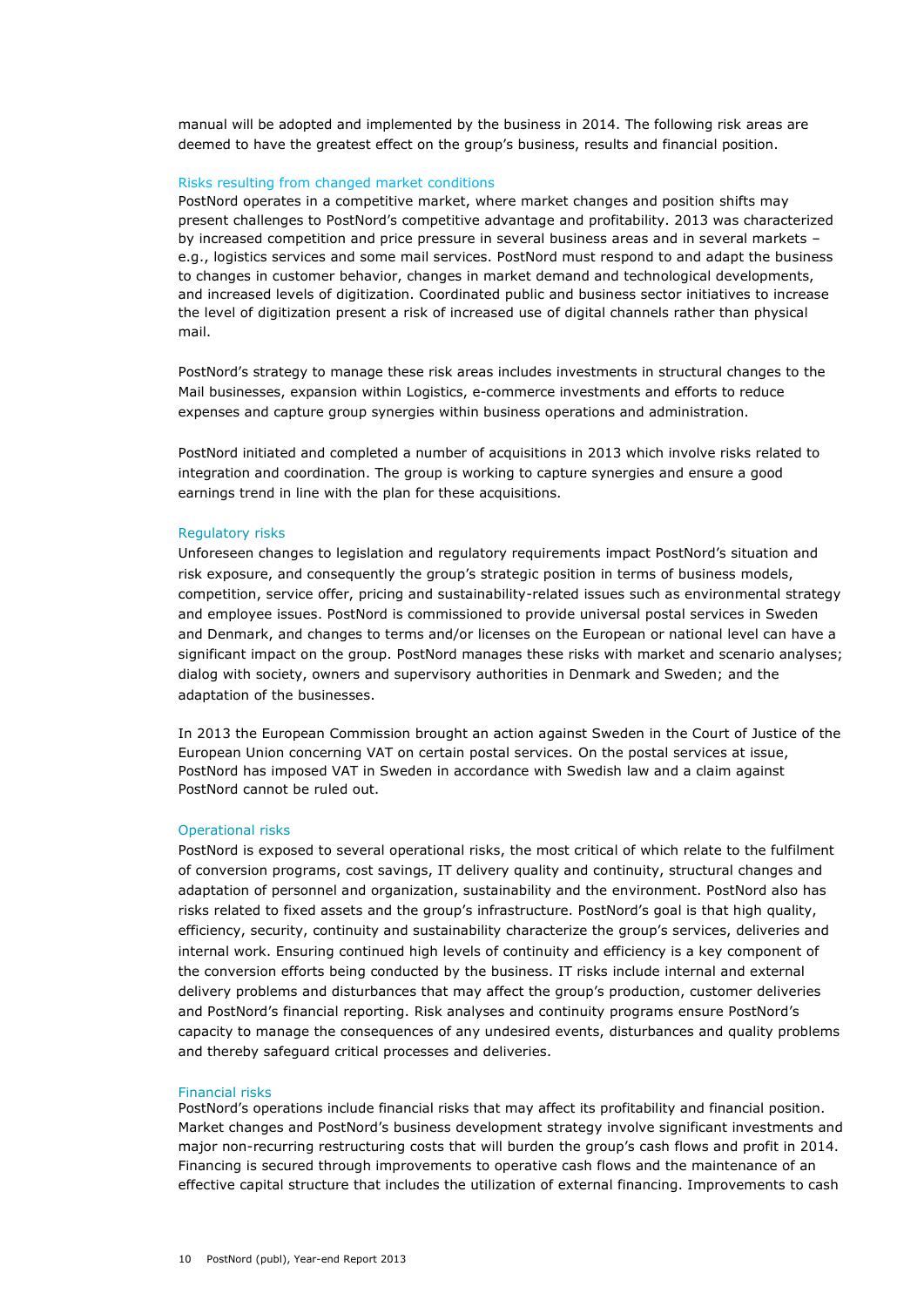manual will be adopted and implemented by the business in 2014. The following risk areas are deemed to have the greatest effect on the group's business, results and financial position.

### Risks resulting from changed market conditions

PostNord operates in a competitive market, where market changes and position shifts may present challenges to PostNord's competitive advantage and profitability. 2013 was characterized by increased competition and price pressure in several business areas and in several markets – e.g., logistics services and some mail services. PostNord must respond to and adapt the business to changes in customer behavior, changes in market demand and technological developments, and increased levels of digitization. Coordinated public and business sector initiatives to increase the level of digitization present a risk of increased use of digital channels rather than physical mail.

PostNord's strategy to manage these risk areas includes investments in structural changes to the Mail businesses, expansion within Logistics, e-commerce investments and efforts to reduce expenses and capture group synergies within business operations and administration.

PostNord initiated and completed a number of acquisitions in 2013 which involve risks related to integration and coordination. The group is working to capture synergies and ensure a good earnings trend in line with the plan for these acquisitions.

### Regulatory risks

Unforeseen changes to legislation and regulatory requirements impact PostNord's situation and risk exposure, and consequently the group's strategic position in terms of business models, competition, service offer, pricing and sustainability-related issues such as environmental strategy and employee issues. PostNord is commissioned to provide universal postal services in Sweden and Denmark, and changes to terms and/or licenses on the European or national level can have a significant impact on the group. PostNord manages these risks with market and scenario analyses; dialog with society, owners and supervisory authorities in Denmark and Sweden; and the adaptation of the businesses.

In 2013 the European Commission brought an action against Sweden in the Court of Justice of the European Union concerning VAT on certain postal services. On the postal services at issue, PostNord has imposed VAT in Sweden in accordance with Swedish law and a claim against PostNord cannot be ruled out.

### Operational risks

PostNord is exposed to several operational risks, the most critical of which relate to the fulfilment of conversion programs, cost savings, IT delivery quality and continuity, structural changes and adaptation of personnel and organization, sustainability and the environment. PostNord also has risks related to fixed assets and the group's infrastructure. PostNord's goal is that high quality, efficiency, security, continuity and sustainability characterize the group's services, deliveries and internal work. Ensuring continued high levels of continuity and efficiency is a key component of the conversion efforts being conducted by the business. IT risks include internal and external delivery problems and disturbances that may affect the group's production, customer deliveries and PostNord's financial reporting. Risk analyses and continuity programs ensure PostNord's capacity to manage the consequences of any undesired events, disturbances and quality problems and thereby safeguard critical processes and deliveries.

### Financial risks

PostNord's operations include financial risks that may affect its profitability and financial position. Market changes and PostNord's business development strategy involve significant investments and major non-recurring restructuring costs that will burden the group's cash flows and profit in 2014. Financing is secured through improvements to operative cash flows and the maintenance of an effective capital structure that includes the utilization of external financing. Improvements to cash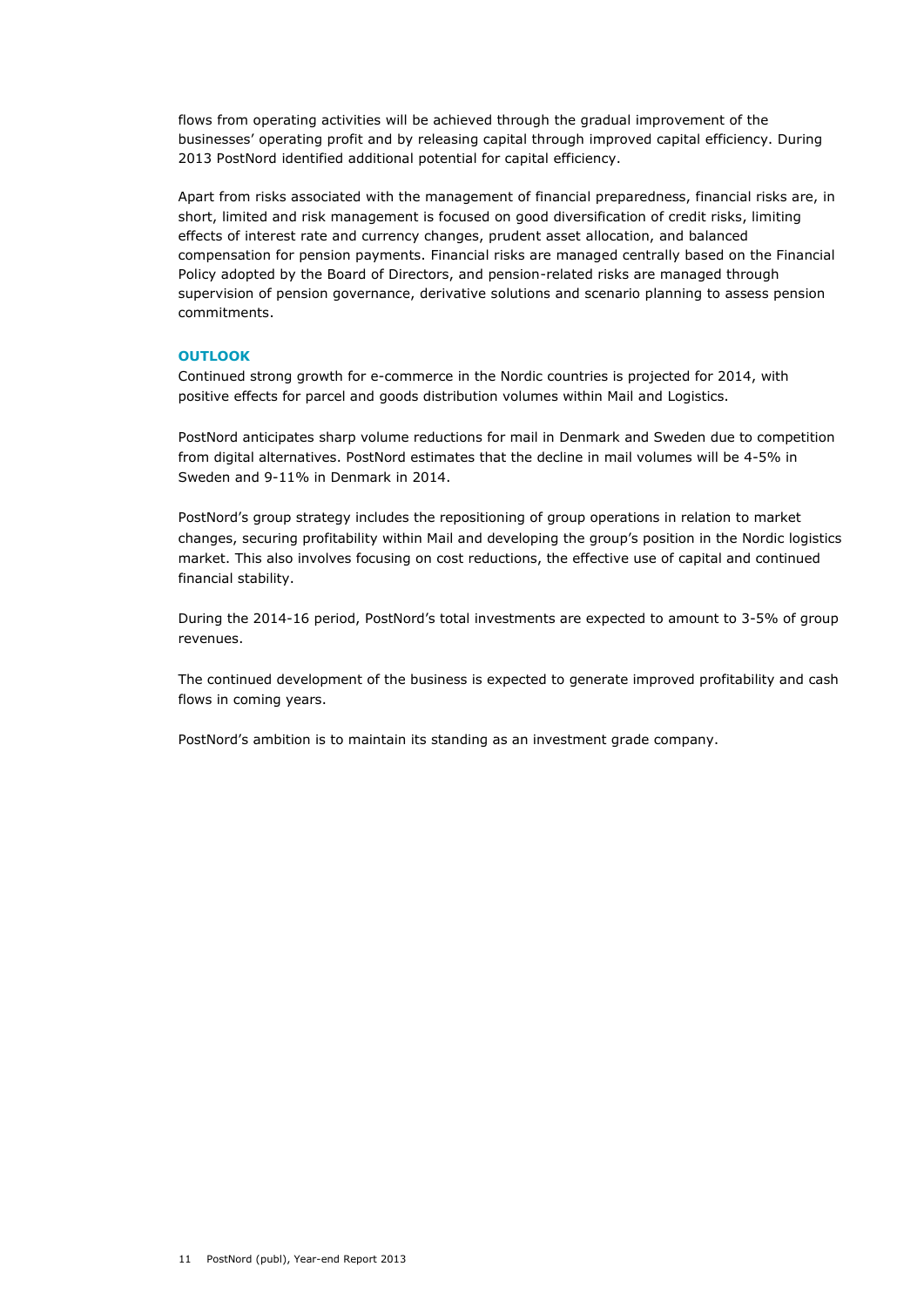flows from operating activities will be achieved through the gradual improvement of the businesses' operating profit and by releasing capital through improved capital efficiency. During 2013 PostNord identified additional potential for capital efficiency.

Apart from risks associated with the management of financial preparedness, financial risks are, in short, limited and risk management is focused on good diversification of credit risks, limiting effects of interest rate and currency changes, prudent asset allocation, and balanced compensation for pension payments. Financial risks are managed centrally based on the Financial Policy adopted by the Board of Directors, and pension-related risks are managed through supervision of pension governance, derivative solutions and scenario planning to assess pension commitments.

## OUTLOOK

Continued strong growth for e-commerce in the Nordic countries is projected for 2014, with positive effects for parcel and goods distribution volumes within Mail and Logistics.

PostNord anticipates sharp volume reductions for mail in Denmark and Sweden due to competition from digital alternatives. PostNord estimates that the decline in mail volumes will be 4-5% in Sweden and 9-11% in Denmark in 2014.

PostNord's group strategy includes the repositioning of group operations in relation to market changes, securing profitability within Mail and developing the group's position in the Nordic logistics market. This also involves focusing on cost reductions, the effective use of capital and continued financial stability.

During the 2014-16 period, PostNord's total investments are expected to amount to 3-5% of group revenues.

The continued development of the business is expected to generate improved profitability and cash flows in coming years.

PostNord's ambition is to maintain its standing as an investment grade company.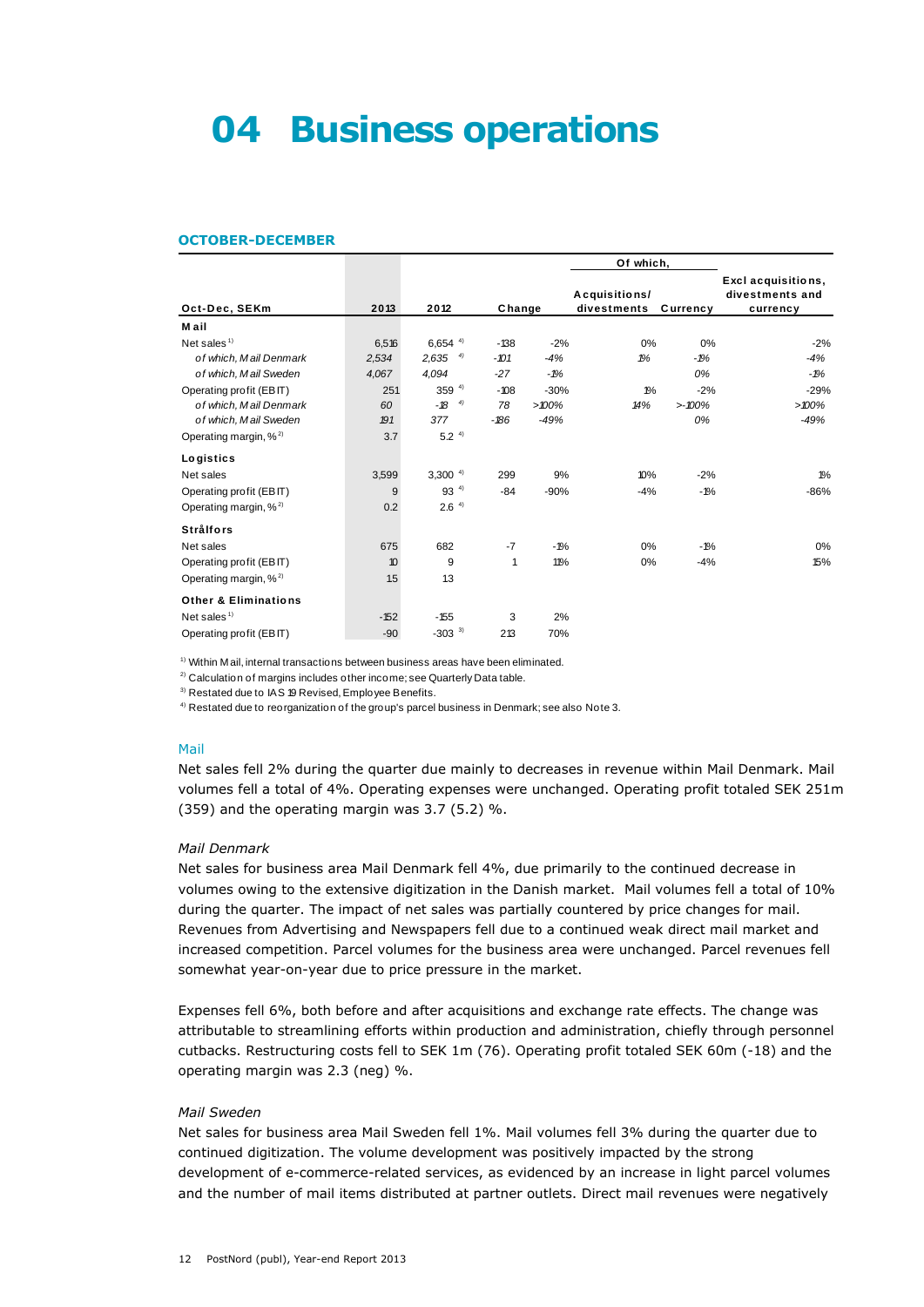# 04 Business operations

## OCTOBER-DECEMBER

| Oct-Dec, SEKm | 2013 | 2012 | Change | | Of which, Acquisitions/ divestments | Of which, Currency | Excl acquisitions, divestments and currency |
|---|---|---|---|---|---|---|---|
| **Mail** | | | | | | | |
| Net sales [1] | 6,516 | 6,654 [4] | -138 | -2% | 0% | 0% | -2% |
| *of which, Mail Denmark* | *2,534* | *2,635* [4] | *-101* | *-4%* | *1%* | *-1%* | *-4%* |
| *of which, Mail Sweden* | *4,067* | *4,094* | *-27* | *-1%* | | *0%* | *-1%* |
| Operating profit (EBIT) | 251 | 359 [4] | -108 | -30% | 1% | -2% | -29% |
| *of which, Mail Denmark* | *60* | *-18* [4] | *78* | *>100%* | *14%* | *>-100%* | *>100%* |
| *of which, Mail Sweden* | *191* | *377* | *-186* | *-49%* | | *0%* | *-49%* |
| Operating margin, % [2] | 3.7 | 5.2 [4] | | | | | |
| **Logistics** | | | | | | | |
| Net sales | 3,599 | 3,300 [4] | 299 | 9% | 10% | -2% | 1% |
| Operating profit (EBIT) | 9 | 93 [4] | -84 | -90% | -4% | -1% | -86% |
| Operating margin, % [2] | 0.2 | 2.6 [4] | | | | | |
| **Strålfors** | | | | | | | |
| Net sales | 675 | 682 | -7 | -1% | 0% | -1% | 0% |
| Operating profit (EBIT) | 10 | 9 | 1 | 11% | 0% | -4% | 15% |
| Operating margin, % [2] | 1.5 | 1.3 | | | | | |
| **Other & Eliminations** | | | | | | | |
| Net sales [1] | -152 | -155 | 3 | 2% | | | |
| Operating profit (EBIT) | -90 | -303 [3] | 213 | 70% | | | |

[1] Within Mail, internal transactions between business areas have been eliminated.
[2] Calculation of margins includes other income; see Quarterly Data table.
[3] Restated due to IAS 19 Revised, Employee Benefits.
[4] Restated due to reorganization of the group's parcel business in Denmark; see also Note 3.

### Mail

Net sales fell 2% during the quarter due mainly to decreases in revenue within Mail Denmark. Mail volumes fell a total of 4%. Operating expenses were unchanged. Operating profit totaled SEK 251m (359) and the operating margin was 3.7 (5.2) %.

#### *Mail Denmark*

Net sales for business area Mail Denmark fell 4%, due primarily to the continued decrease in volumes owing to the extensive digitization in the Danish market. Mail volumes fell a total of 10% during the quarter. The impact of net sales was partially countered by price changes for mail. Revenues from Advertising and Newspapers fell due to a continued weak direct mail market and increased competition. Parcel volumes for the business area were unchanged. Parcel revenues fell somewhat year-on-year due to price pressure in the market.

Expenses fell 6%, both before and after acquisitions and exchange rate effects. The change was attributable to streamlining efforts within production and administration, chiefly through personnel cutbacks. Restructuring costs fell to SEK 1m (76). Operating profit totaled SEK 60m (-18) and the operating margin was 2.3 (neg) %.

#### *Mail Sweden*

Net sales for business area Mail Sweden fell 1%. Mail volumes fell 3% during the quarter due to continued digitization. The volume development was positively impacted by the strong development of e-commerce-related services, as evidenced by an increase in light parcel volumes and the number of mail items distributed at partner outlets. Direct mail revenues were negatively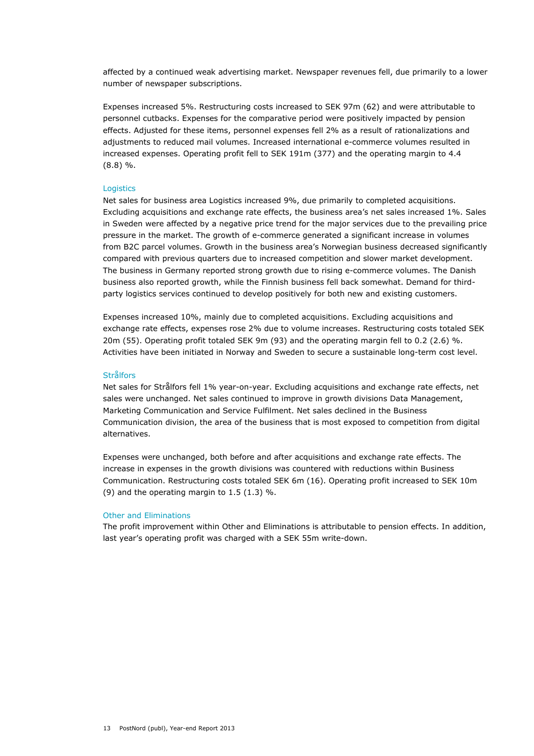affected by a continued weak advertising market. Newspaper revenues fell, due primarily to a lower number of newspaper subscriptions.

Expenses increased 5%. Restructuring costs increased to SEK 97m (62) and were attributable to personnel cutbacks. Expenses for the comparative period were positively impacted by pension effects. Adjusted for these items, personnel expenses fell 2% as a result of rationalizations and adjustments to reduced mail volumes. Increased international e-commerce volumes resulted in increased expenses. Operating profit fell to SEK 191m (377) and the operating margin to 4.4 (8.8) %.

### Logistics

Net sales for business area Logistics increased 9%, due primarily to completed acquisitions. Excluding acquisitions and exchange rate effects, the business area's net sales increased 1%. Sales in Sweden were affected by a negative price trend for the major services due to the prevailing price pressure in the market. The growth of e-commerce generated a significant increase in volumes from B2C parcel volumes. Growth in the business area's Norwegian business decreased significantly compared with previous quarters due to increased competition and slower market development. The business in Germany reported strong growth due to rising e-commerce volumes. The Danish business also reported growth, while the Finnish business fell back somewhat. Demand for third-party logistics services continued to develop positively for both new and existing customers.

Expenses increased 10%, mainly due to completed acquisitions. Excluding acquisitions and exchange rate effects, expenses rose 2% due to volume increases. Restructuring costs totaled SEK 20m (55). Operating profit totaled SEK 9m (93) and the operating margin fell to 0.2 (2.6) %. Activities have been initiated in Norway and Sweden to secure a sustainable long-term cost level.

### Strålfors

Net sales for Strålfors fell 1% year-on-year. Excluding acquisitions and exchange rate effects, net sales were unchanged. Net sales continued to improve in growth divisions Data Management, Marketing Communication and Service Fulfilment. Net sales declined in the Business Communication division, the area of the business that is most exposed to competition from digital alternatives.

Expenses were unchanged, both before and after acquisitions and exchange rate effects. The increase in expenses in the growth divisions was countered with reductions within Business Communication. Restructuring costs totaled SEK 6m (16). Operating profit increased to SEK 10m (9) and the operating margin to 1.5 (1.3) %.

### Other and Eliminations

The profit improvement within Other and Eliminations is attributable to pension effects. In addition, last year's operating profit was charged with a SEK 55m write-down.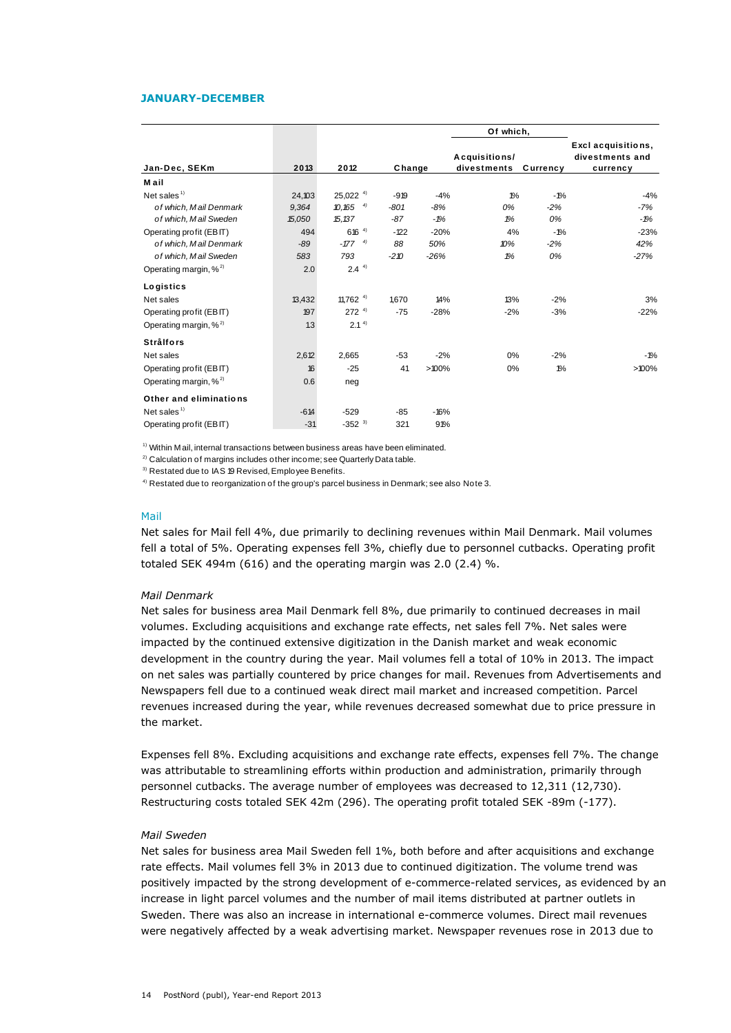## JANUARY-DECEMBER

| Jan-Dec, SEKm | 2013 | 2012 | Change | | Of which, Acquisitions/ divestments | Of which, Currency | Excl acquisitions, divestments and currency |
|---|---|---|---|---|---|---|---|
| **Mail** | | | | | | | |
| Net sales [1] | 24,103 | 25,022 [4] | -919 | -4% | 1% | -1% | -4% |
| *of which, Mail Denmark* | *9,364* | *10,165* [4] | *-801* | *-8%* | *0%* | *-2%* | *-7%* |
| *of which, Mail Sweden* | *15,050* | *15,137* | *-87* | *-1%* | *1%* | *0%* | *-1%* |
| Operating profit (EBIT) | 494 | 616 [4] | -122 | -20% | 4% | -1% | -23% |
| *of which, Mail Denmark* | *-89* | *-177* [4] | *88* | *50%* | *10%* | *-2%* | *42%* |
| *of which, Mail Sweden* | *583* | *793* | *-210* | *-26%* | *1%* | *0%* | *-27%* |
| Operating margin, % [2] | 2.0 | 2.4 [4] | | | | | |
| **Logistics** | | | | | | | |
| Net sales | 13,432 | 11,762 [4] | 1,670 | 14% | 13% | -2% | 3% |
| Operating profit (EBIT) | 197 | 272 [4] | -75 | -28% | -2% | -3% | -22% |
| Operating margin, % [2] | 1.3 | 2.1 [4] | | | | | |
| **Strålfors** | | | | | | | |
| Net sales | 2,612 | 2,665 | -53 | -2% | 0% | -2% | -1% |
| Operating profit (EBIT) | 16 | -25 | 41 | >100% | 0% | 1% | >100% |
| Operating margin, % [2] | 0.6 | neg | | | | | |
| **Other and eliminations** | | | | | | | |
| Net sales [1] | -614 | -529 | -85 | -16% | | | |
| Operating profit (EBIT) | -31 | -352 [3] | 321 | 91% | | | |

[1] Within Mail, internal transactions between business areas have been eliminated.
[2] Calculation of margins includes other income; see Quarterly Data table.
[3] Restated due to IAS 19 Revised, Employee Benefits.
[4] Restated due to reorganization of the group's parcel business in Denmark; see also Note 3.

### Mail

Net sales for Mail fell 4%, due primarily to declining revenues within Mail Denmark. Mail volumes fell a total of 5%. Operating expenses fell 3%, chiefly due to personnel cutbacks. Operating profit totaled SEK 494m (616) and the operating margin was 2.0 (2.4) %.

#### *Mail Denmark*

Net sales for business area Mail Denmark fell 8%, due primarily to continued decreases in mail volumes. Excluding acquisitions and exchange rate effects, net sales fell 7%. Net sales were impacted by the continued extensive digitization in the Danish market and weak economic development in the country during the year. Mail volumes fell a total of 10% in 2013. The impact on net sales was partially countered by price changes for mail. Revenues from Advertisements and Newspapers fell due to a continued weak direct mail market and increased competition. Parcel revenues increased during the year, while revenues decreased somewhat due to price pressure in the market.

Expenses fell 8%. Excluding acquisitions and exchange rate effects, expenses fell 7%. The change was attributable to streamlining efforts within production and administration, primarily through personnel cutbacks. The average number of employees was decreased to 12,311 (12,730). Restructuring costs totaled SEK 42m (296). The operating profit totaled SEK -89m (-177).

#### *Mail Sweden*

Net sales for business area Mail Sweden fell 1%, both before and after acquisitions and exchange rate effects. Mail volumes fell 3% in 2013 due to continued digitization. The volume trend was positively impacted by the strong development of e-commerce-related services, as evidenced by an increase in light parcel volumes and the number of mail items distributed at partner outlets in Sweden. There was also an increase in international e-commerce volumes. Direct mail revenues were negatively affected by a weak advertising market. Newspaper revenues rose in 2013 due to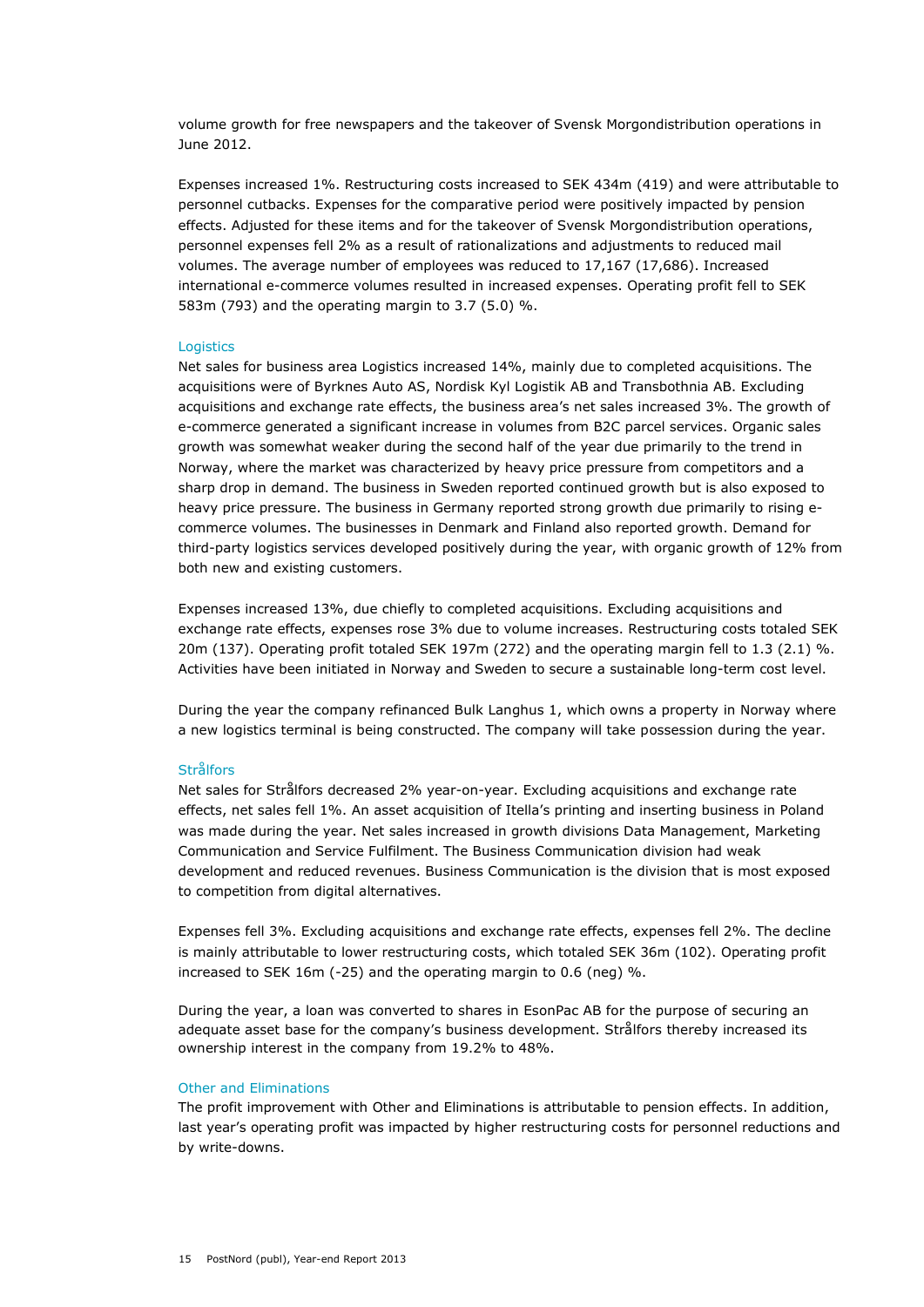volume growth for free newspapers and the takeover of Svensk Morgondistribution operations in June 2012.

Expenses increased 1%. Restructuring costs increased to SEK 434m (419) and were attributable to personnel cutbacks. Expenses for the comparative period were positively impacted by pension effects. Adjusted for these items and for the takeover of Svensk Morgondistribution operations, personnel expenses fell 2% as a result of rationalizations and adjustments to reduced mail volumes. The average number of employees was reduced to 17,167 (17,686). Increased international e-commerce volumes resulted in increased expenses. Operating profit fell to SEK 583m (793) and the operating margin to 3.7 (5.0) %.

### Logistics

Net sales for business area Logistics increased 14%, mainly due to completed acquisitions. The acquisitions were of Byrknes Auto AS, Nordisk Kyl Logistik AB and Transbothnia AB. Excluding acquisitions and exchange rate effects, the business area's net sales increased 3%. The growth of e-commerce generated a significant increase in volumes from B2C parcel services. Organic sales growth was somewhat weaker during the second half of the year due primarily to the trend in Norway, where the market was characterized by heavy price pressure from competitors and a sharp drop in demand. The business in Sweden reported continued growth but is also exposed to heavy price pressure. The business in Germany reported strong growth due primarily to rising e-commerce volumes. The businesses in Denmark and Finland also reported growth. Demand for third-party logistics services developed positively during the year, with organic growth of 12% from both new and existing customers.

Expenses increased 13%, due chiefly to completed acquisitions. Excluding acquisitions and exchange rate effects, expenses rose 3% due to volume increases. Restructuring costs totaled SEK 20m (137). Operating profit totaled SEK 197m (272) and the operating margin fell to 1.3 (2.1) %. Activities have been initiated in Norway and Sweden to secure a sustainable long-term cost level.

During the year the company refinanced Bulk Langhus 1, which owns a property in Norway where a new logistics terminal is being constructed. The company will take possession during the year.

### Strålfors

Net sales for Strålfors decreased 2% year-on-year. Excluding acquisitions and exchange rate effects, net sales fell 1%. An asset acquisition of Itella's printing and inserting business in Poland was made during the year. Net sales increased in growth divisions Data Management, Marketing Communication and Service Fulfilment. The Business Communication division had weak development and reduced revenues. Business Communication is the division that is most exposed to competition from digital alternatives.

Expenses fell 3%. Excluding acquisitions and exchange rate effects, expenses fell 2%. The decline is mainly attributable to lower restructuring costs, which totaled SEK 36m (102). Operating profit increased to SEK 16m (-25) and the operating margin to 0.6 (neg) %.

During the year, a loan was converted to shares in EsonPac AB for the purpose of securing an adequate asset base for the company's business development. Strålfors thereby increased its ownership interest in the company from 19.2% to 48%.

### Other and Eliminations

The profit improvement with Other and Eliminations is attributable to pension effects. In addition, last year's operating profit was impacted by higher restructuring costs for personnel reductions and by write-downs.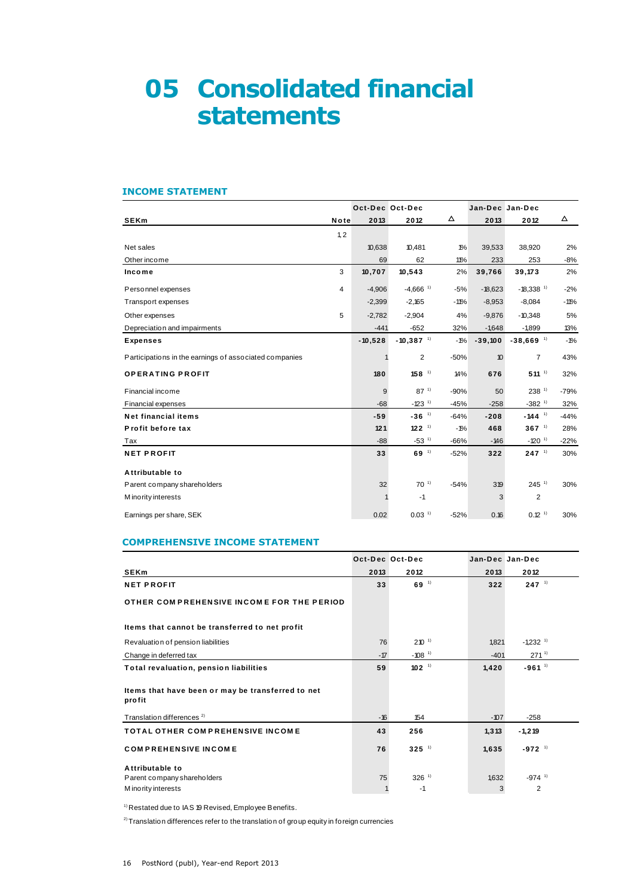# 05 Consolidated financial statements

## INCOME STATEMENT

| SEKm | Note | Oct-Dec 2013 | Oct-Dec 2012 | Δ | Jan-Dec 2013 | Jan-Dec 2012 | Δ |
|---|---|---|---|---|---|---|---|
| | 1,2 | | | | | | |
| Net sales | | 10,638 | 10,481 | 1% | 39,533 | 38,920 | 2% |
| Other income | | 69 | 62 | 11% | 233 | 253 | -8% |
| **Income** | 3 | **10,707** | **10,543** | 2% | **39,766** | **39,173** | 2% |
| Personnel expenses | 4 | -4,906 | -4,666 [1] | -5% | -18,623 | -18,338 [1] | -2% |
| Transport expenses | | -2,399 | -2,165 | -11% | -8,953 | -8,084 | -11% |
| Other expenses | 5 | -2,782 | -2,904 | 4% | -9,876 | -10,348 | 5% |
| Depreciation and impairments | | -441 | -652 | 32% | -1648 | -1899 | 13% |
| **Expenses** | | **-10,528** | **-10,387** [1] | -1% | **-39,100** | **-38,669** [1] | -1% |
| Participations in the earnings of associated companies | | 1 | 2 | -50% | 10 | 7 | 43% |
| **OPERATING PROFIT** | | **180** | **158** [1] | 14% | **676** | **511** [1] | 32% |
| Financial income | | 9 | 87 [1] | -90% | 50 | 238 [1] | -79% |
| Financial expenses | | -68 | -123 [1] | -45% | -258 | -382 [1] | 32% |
| **Net financial items** | | **-59** | **-36** [1] | -64% | **-208** | **-144** [1] | -44% |
| **Profit before tax** | | **121** | **122** [1] | -1% | **468** | **367** [1] | 28% |
| Tax | | -88 | -53 [1] | -66% | -146 | -120 [1] | -22% |
| **NET PROFIT** | | **33** | **69** [1] | -52% | **322** | **247** [1] | 30% |
| **Attributable to** | | | | | | | |
| Parent company shareholders | | 32 | 70 [1] | -54% | 319 | 245 [1] | 30% |
| Minority interests | | 1 | -1 | | 3 | 2 | |
| Earnings per share, SEK | | 0.02 | 0.03 [1] | -52% | 0.16 | 0.12 [1] | 30% |

## COMPREHENSIVE INCOME STATEMENT

| SEKm | Oct-Dec 2013 | Oct-Dec 2012 | Jan-Dec 2013 | Jan-Dec 2012 |
|---|---|---|---|---|
| **NET PROFIT** | **33** | **69** [1] | **322** | **247** [1] |
| **OTHER COMPREHENSIVE INCOME FOR THE PERIOD** | | | | |
| **Items that cannot be transferred to net profit** | | | | |
| Revaluation of pension liabilities | 76 | 210 [1] | 1,821 | -1,232 [1] |
| Change in deferred tax | -17 | -108 [1] | -401 | 271 [1] |
| **Total revaluation, pension liabilities** | **59** | **102** [1] | **1,420** | **-961** [1] |
| **Items that have been or may be transferred to net profit** | | | | |
| Translation differences [2] | -16 | 154 | -107 | -258 |
| **TOTAL OTHER COMPREHENSIVE INCOME** | **43** | **256** | **1,313** | **-1,219** |
| **COMPREHENSIVE INCOME** | **76** | **325** [1] | **1,635** | **-972** [1] |
| **Attributable to** | | | | |
| Parent company shareholders | 75 | 326 [1] | 1,632 | -974 [1] |
| Minority interests | 1 | -1 | 3 | 2 |

[1] Restated due to IAS 19 Revised, Employee Benefits.

[2] Translation differences refer to the translation of group equity in foreign currencies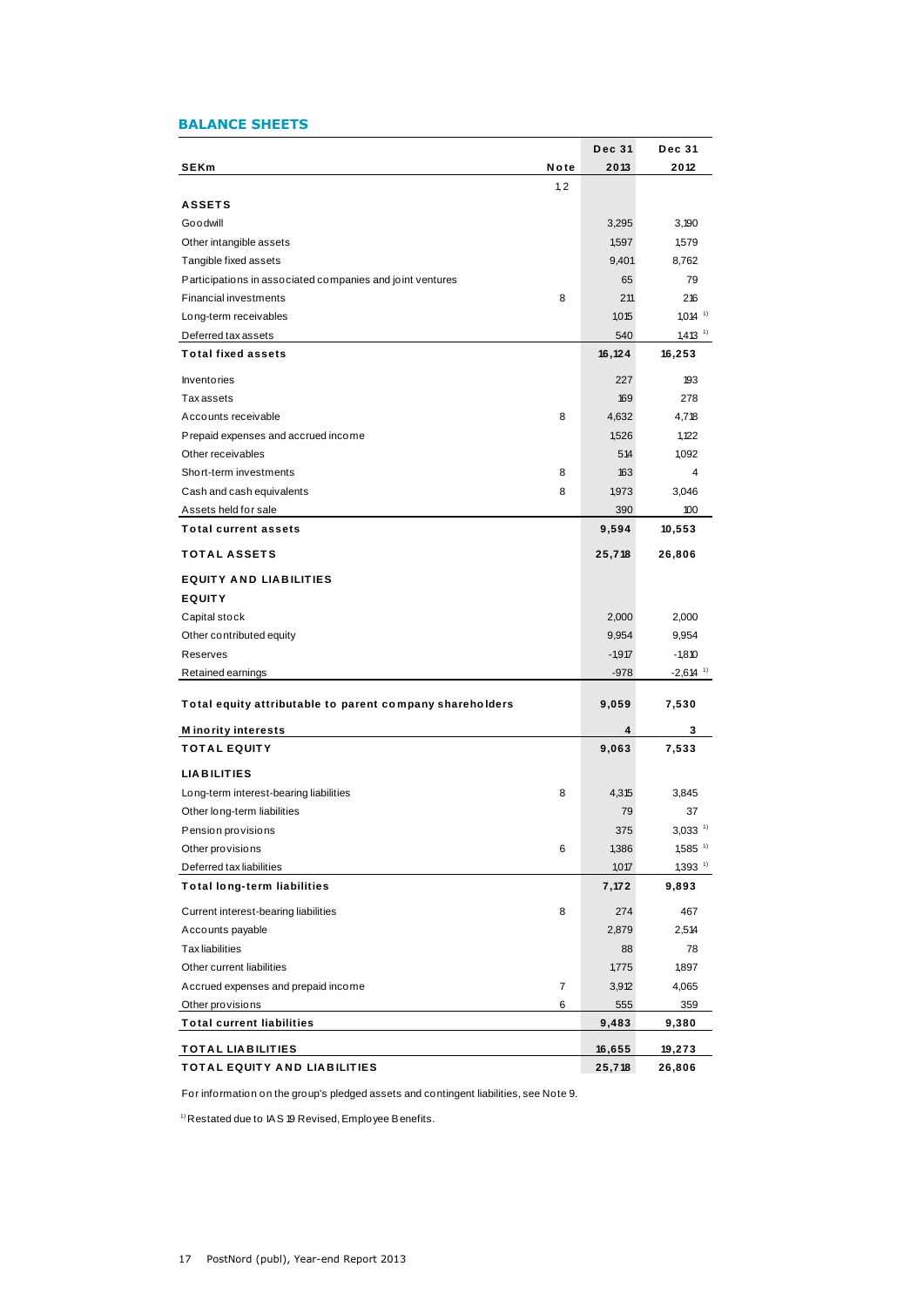## BALANCE SHEETS

| SEKm | Note | Dec 31 2013 | Dec 31 2012 |
|---|---|---|---|
| | 1,2 | | |
| **ASSETS** | | | |
| Goodwill | | 3,295 | 3,190 |
| Other intangible assets | | 1,597 | 1,579 |
| Tangible fixed assets | | 9,401 | 8,762 |
| Participations in associated companies and joint ventures | | 65 | 79 |
| Financial investments | 8 | 211 | 216 |
| Long-term receivables | | 1,015 | 1,014 [1] |
| Deferred tax assets | | 540 | 1,413 [1] |
| **Total fixed assets** | | **16,124** | **16,253** |
| Inventories | | 227 | 193 |
| Tax assets | | 169 | 278 |
| Accounts receivable | 8 | 4,632 | 4,718 |
| Prepaid expenses and accrued income | | 1,526 | 1,122 |
| Other receivables | | 514 | 1,092 |
| Short-term investments | 8 | 163 | 4 |
| Cash and cash equivalents | 8 | 1,973 | 3,046 |
| Assets held for sale | | 390 | 100 |
| **Total current assets** | | **9,594** | **10,553** |
| **TOTAL ASSETS** | | **25,718** | **26,806** |
| **EQUITY AND LIABILITIES** | | | |
| **EQUITY** | | | |
| Capital stock | | 2,000 | 2,000 |
| Other contributed equity | | 9,954 | 9,954 |
| Reserves | | -1,917 | -1,810 |
| Retained earnings | | -978 | -2,614 [1] |
| **Total equity attributable to parent company shareholders** | | **9,059** | **7,530** |
| **Minority interests** | | **4** | **3** |
| **TOTAL EQUITY** | | **9,063** | **7,533** |
| **LIABILITIES** | | | |
| Long-term interest-bearing liabilities | 8 | 4,315 | 3,845 |
| Other long-term liabilities | | 79 | 37 |
| Pension provisions | | 375 | 3,033 [1] |
| Other provisions | 6 | 1,386 | 1,585 [1] |
| Deferred tax liabilities | | 1,017 | 1,393 [1] |
| **Total long-term liabilities** | | **7,172** | **9,893** |
| Current interest-bearing liabilities | 8 | 274 | 467 |
| Accounts payable | | 2,879 | 2,514 |
| Tax liabilities | | 88 | 78 |
| Other current liabilities | | 1,775 | 1,897 |
| Accrued expenses and prepaid income | 7 | 3,912 | 4,065 |
| Other provisions | 6 | 555 | 359 |
| **Total current liabilities** | | **9,483** | **9,380** |
| **TOTAL LIABILITIES** | | **16,655** | **19,273** |
| **TOTAL EQUITY AND LIABILITIES** | | **25,718** | **26,806** |

For information on the group's pledged assets and contingent liabilities, see Note 9.

[1] Restated due to IAS 19 Revised, Employee Benefits.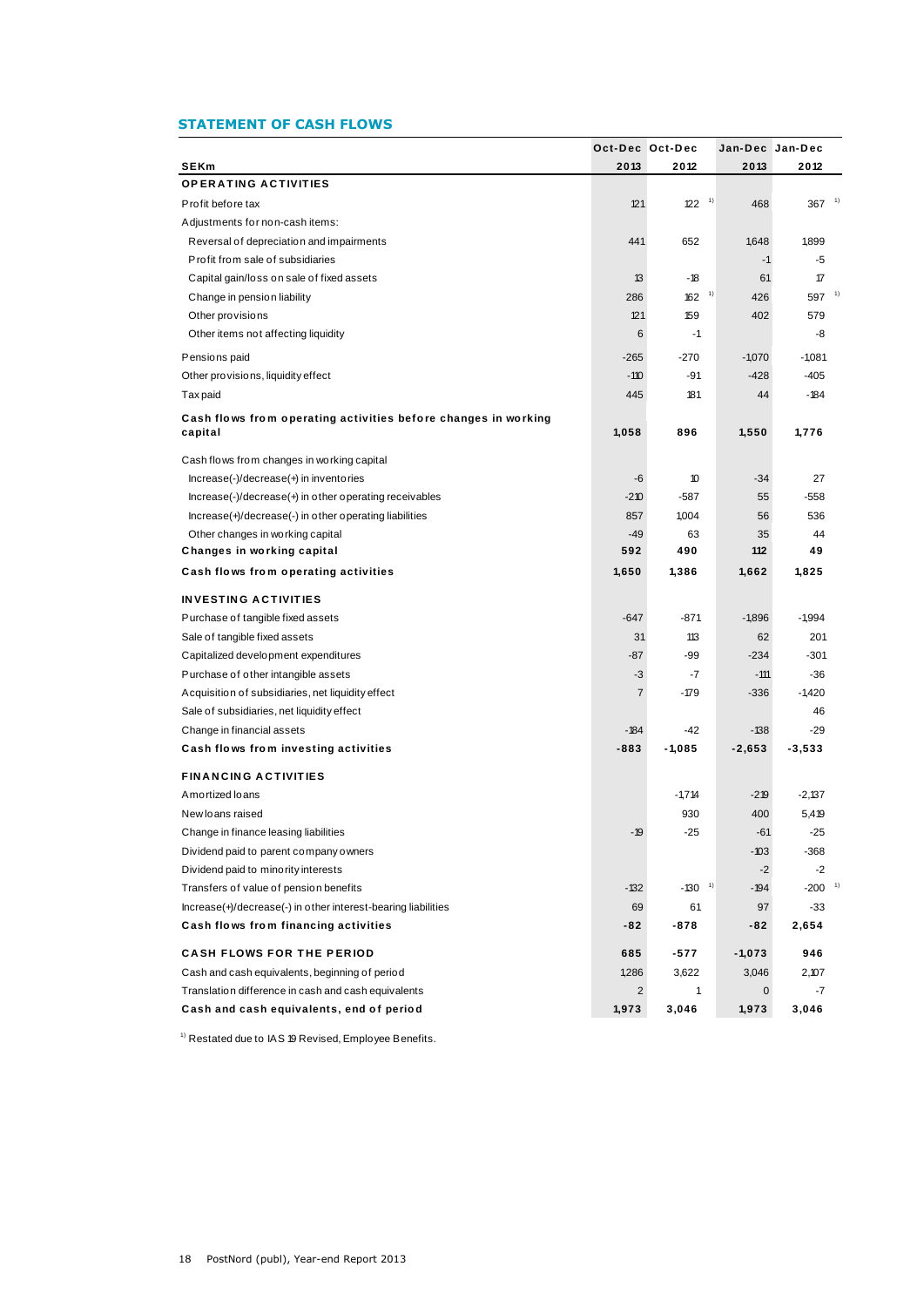## STATEMENT OF CASH FLOWS

| SEKm | Oct-Dec 2013 | Oct-Dec 2012 | Jan-Dec 2013 | Jan-Dec 2012 |
|---|---|---|---|---|
| **OPERATING ACTIVITIES** | | | | |
| Profit before tax | 121 | 122 [1] | 468 | 367 [1] |
| Adjustments for non-cash items: | | | | |
| Reversal of depreciation and impairments | 441 | 652 | 1,648 | 1,899 |
| Profit from sale of subsidiaries | | | -1 | -5 |
| Capital gain/loss on sale of fixed assets | 13 | -18 | 61 | 17 |
| Change in pension liability | 286 | 162 [1] | 426 | 597 [1] |
| Other provisions | 121 | 159 | 402 | 579 |
| Other items not affecting liquidity | 6 | -1 | | -8 |
| Pensions paid | -265 | -270 | -1,070 | -1,081 |
| Other provisions, liquidity effect | -110 | -91 | -428 | -405 |
| Tax paid | 445 | 181 | 44 | -184 |
| **Cash flows from operating activities before changes in working capital** | **1,058** | **896** | **1,550** | **1,776** |
| Cash flows from changes in working capital | | | | |
| Increase(-)/decrease(+) in inventories | -6 | 10 | -34 | 27 |
| Increase(-)/decrease(+) in other operating receivables | -210 | -587 | 55 | -558 |
| Increase(+)/decrease(-) in other operating liabilities | 857 | 1,004 | 56 | 536 |
| Other changes in working capital | -49 | 63 | 35 | 44 |
| **Changes in working capital** | **592** | **490** | **112** | **49** |
| **Cash flows from operating activities** | **1,650** | **1,386** | **1,662** | **1,825** |
| **INVESTING ACTIVITIES** | | | | |
| Purchase of tangible fixed assets | -647 | -871 | -1,896 | -1,994 |
| Sale of tangible fixed assets | 31 | 113 | 62 | 201 |
| Capitalized development expenditures | -87 | -99 | -234 | -301 |
| Purchase of other intangible assets | -3 | -7 | -111 | -36 |
| Acquisition of subsidiaries, net liquidity effect | 7 | -179 | -336 | -1,420 |
| Sale of subsidiaries, net liquidity effect | | | | 46 |
| Change in financial assets | -184 | -42 | -138 | -29 |
| **Cash flows from investing activities** | **-883** | **-1,085** | **-2,653** | **-3,533** |
| **FINANCING ACTIVITIES** | | | | |
| Amortized loans | | -1,714 | -219 | -2,137 |
| New loans raised | | 930 | 400 | 5,419 |
| Change in finance leasing liabilities | -19 | -25 | -61 | -25 |
| Dividend paid to parent company owners | | | -103 | -368 |
| Dividend paid to minority interests | | | -2 | -2 |
| Transfers of value of pension benefits | -132 | -130 [1] | -194 | -200 [1] |
| Increase(+)/decrease(-) in other interest-bearing liabilities | 69 | 61 | 97 | -33 |
| **Cash flows from financing activities** | **-82** | **-878** | **-82** | **2,654** |
| **CASH FLOWS FOR THE PERIOD** | **685** | **-577** | **-1,073** | **946** |
| Cash and cash equivalents, beginning of period | 1,286 | 3,622 | 3,046 | 2,107 |
| Translation difference in cash and cash equivalents | 2 | 1 | 0 | -7 |
| **Cash and cash equivalents, end of period** | **1,973** | **3,046** | **1,973** | **3,046** |

[1] Restated due to IAS 19 Revised, Employee Benefits.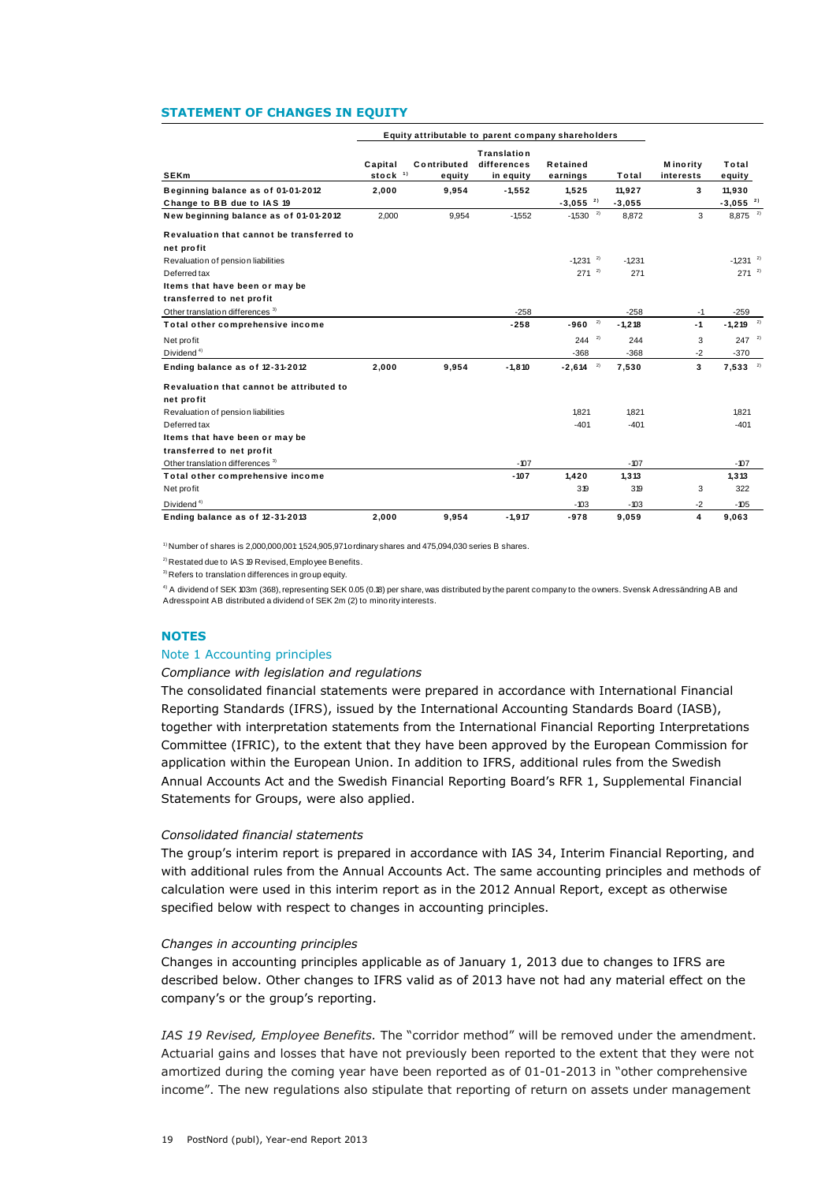## STATEMENT OF CHANGES IN EQUITY

| SEKm | Capital stock [1] | Contributed equity | Translation differences in equity | Retained earnings | Total | Minority interests | Total equity |
|---|---|---|---|---|---|---|---|
| | Equity attributable to parent company shareholders | | | | | | |
| **Beginning balance as of 01-01-2012** | **2,000** | **9,954** | **-1,552** | **1,525** | **11,927** | **3** | **11,930** |
| **Change to BB due to IAS 19** | | | | **-3,055** [2] | **-3,055** | | **-3,055** [2] |
| **New beginning balance as of 01-01-2012** | 2,000 | 9,954 | -1,552 | -1,530 [2] | 8,872 | 3 | 8,875 [2] |
| **Revaluation that cannot be transferred to net profit** | | | | | | | |
| Revaluation of pension liabilities | | | | -1,231 [2] | -1,231 | | -1,231 [2] |
| Deferred tax | | | | 271 [2] | 271 | | 271 [2] |
| **Items that have been or may be transferred to net profit** | | | | | | | |
| Other translation differences [3] | | | -258 | | -258 | -1 | -259 |
| **Total other comprehensive income** | | | **-258** | **-960** [2] | **-1,218** | **-1** | **-1,219** [2] |
| Net profit | | | | 244 [2] | 244 | 3 | 247 [2] |
| Dividend [4] | | | | -368 | -368 | -2 | -370 |
| **Ending balance as of 12-31-2012** | **2,000** | **9,954** | **-1,810** | **-2,614** [2] | **7,530** | **3** | **7,533** [2] |
| **Revaluation that cannot be attributed to net profit** | | | | | | | |
| Revaluation of pension liabilities | | | | 1,821 | 1,821 | | 1,821 |
| Deferred tax | | | | -401 | -401 | | -401 |
| **Items that have been or may be transferred to net profit** | | | | | | | |
| Other translation differences [3] | | | -107 | | -107 | | -107 |
| **Total other comprehensive income** | | | **-107** | **1,420** | **1,313** | | **1,313** |
| Net profit | | | | 319 | 319 | 3 | 322 |
| Dividend [4] | | | | -103 | -103 | -2 | -105 |
| **Ending balance as of 12-31-2013** | **2,000** | **9,954** | **-1,917** | **-978** | **9,059** | **4** | **9,063** |

[1] Number of shares is 2,000,000,001: 1,524,905,971 ordinary shares and 475,094,030 series B shares.

[2] Restated due to IAS 19 Revised, Employee Benefits.

[3] Refers to translation differences in group equity.

[4] A dividend of SEK 103m (368), representing SEK 0.05 (0.18) per share, was distributed by the parent company to the owners. Svensk Adressändring AB and Adresspoint AB distributed a dividend of SEK 2m (2) to minority interests.

## NOTES

### Note 1 Accounting principles

*Compliance with legislation and regulations*

The consolidated financial statements were prepared in accordance with International Financial Reporting Standards (IFRS), issued by the International Accounting Standards Board (IASB), together with interpretation statements from the International Financial Reporting Interpretations Committee (IFRIC), to the extent that they have been approved by the European Commission for application within the European Union. In addition to IFRS, additional rules from the Swedish Annual Accounts Act and the Swedish Financial Reporting Board's RFR 1, Supplemental Financial Statements for Groups, were also applied.

*Consolidated financial statements*

The group's interim report is prepared in accordance with IAS 34, Interim Financial Reporting, and with additional rules from the Annual Accounts Act. The same accounting principles and methods of calculation were used in this interim report as in the 2012 Annual Report, except as otherwise specified below with respect to changes in accounting principles.

*Changes in accounting principles*

Changes in accounting principles applicable as of January 1, 2013 due to changes to IFRS are described below. Other changes to IFRS valid as of 2013 have not had any material effect on the company's or the group's reporting.

*IAS 19 Revised, Employee Benefits.* The "corridor method" will be removed under the amendment. Actuarial gains and losses that have not previously been reported to the extent that they were not amortized during the coming year have been reported as of 01-01-2013 in "other comprehensive income". The new regulations also stipulate that reporting of return on assets under management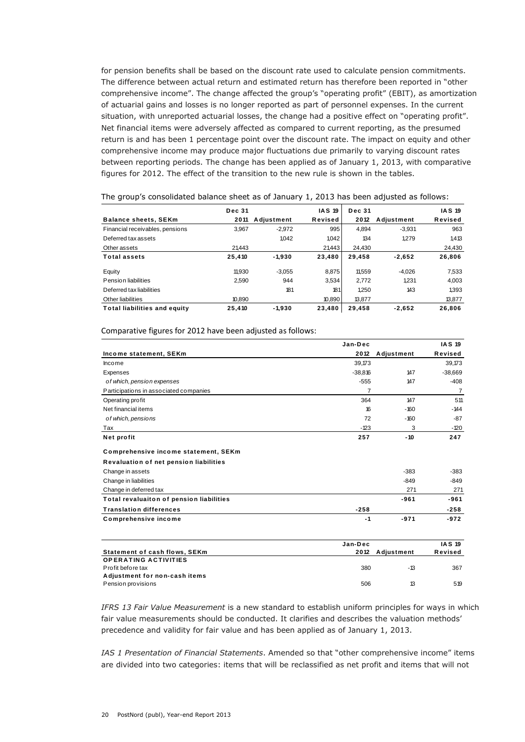for pension benefits shall be based on the discount rate used to calculate pension commitments. The difference between actual return and estimated return has therefore been reported in "other comprehensive income". The change affected the group's "operating profit" (EBIT), as amortization of actuarial gains and losses is no longer reported as part of personnel expenses. In the current situation, with unreported actuarial losses, the change had a positive effect on "operating profit". Net financial items were adversely affected as compared to current reporting, as the presumed return is and has been 1 percentage point over the discount rate. The impact on equity and other comprehensive income may produce major fluctuations due primarily to varying discount rates between reporting periods. The change has been applied as of January 1, 2013, with comparative figures for 2012. The effect of the transition to the new rule is shown in the tables.

The group's consolidated balance sheet as of January 1, 2013 has been adjusted as follows:

| Balance sheets, SEKm | Dec 31 2011 | Adjustment | IAS 19 Revised | Dec 31 2012 | Adjustment | IAS 19 Revised |
|---|---|---|---|---|---|---|
| Financial receivables, pensions | 3,967 | -2,972 | 995 | 4,894 | -3,931 | 963 |
| Deferred tax assets | | 1,042 | 1,042 | 134 | 1,279 | 1,413 |
| Other assets | 21,443 | | 21,443 | 24,430 | | 24,430 |
| **Total assets** | **25,410** | **-1,930** | **23,480** | **29,458** | **-2,652** | **26,806** |
| Equity | 11,930 | -3,055 | 8,875 | 11,559 | -4,026 | 7,533 |
| Pension liabilities | 2,590 | 944 | 3,534 | 2,772 | 1,231 | 4,003 |
| Deferred tax liabilities | | 181 | 181 | 1,250 | 143 | 1,393 |
| Other liabilities | 10,890 | | 10,890 | 13,877 | | 13,877 |
| **Total liabilities and equity** | **25,410** | **-1,930** | **23,480** | **29,458** | **-2,652** | **26,806** |

Comparative figures for 2012 have been adjusted as follows:

| Income statement, SEKm | Jan-Dec 2012 | Adjustment | IAS 19 Revised |
|---|---|---|---|
| Income | 39,173 | | 39,173 |
| Expenses | -38,816 | 147 | -38,669 |
| *of which, pension expenses* | -555 | 147 | -408 |
| Participations in associated companies | 7 | | 7 |
| Operating profit | 364 | 147 | 511 |
| Net financial items | 16 | -160 | -144 |
| *of which, pensions* | 72 | -160 | -87 |
| Tax | -123 | 3 | -120 |
| **Net profit** | **257** | **-10** | **247** |
| **Comprehensive income statement, SEKm** | | | |
| **Revaluation of net pension liabilities** | | | |
| Change in assets | | -383 | -383 |
| Change in liabilities | | -849 | -849 |
| Change in deferred tax | | 271 | 271 |
| **Total revaluaiton of pension liabilities** | | **-961** | **-961** |
| **Translation differences** | **-258** | | **-258** |
| **Comprehensive income** | **-1** | **-971** | **-972** |

| Statement of cash flows, SEKm | Jan-Dec 2012 | Adjustment | IAS 19 Revised |
|---|---|---|---|
| **OPERATING ACTIVITIES** | | | |
| Profit before tax | 380 | -13 | 367 |
| **Adjustment for non-cash items** | | | |
| Pension provisions | 506 | 13 | 519 |

*IFRS 13 Fair Value Measurement* is a new standard to establish uniform principles for ways in which fair value measurements should be conducted. It clarifies and describes the valuation methods' precedence and validity for fair value and has been applied as of January 1, 2013.

*IAS 1 Presentation of Financial Statements*. Amended so that "other comprehensive income" items are divided into two categories: items that will be reclassified as net profit and items that will not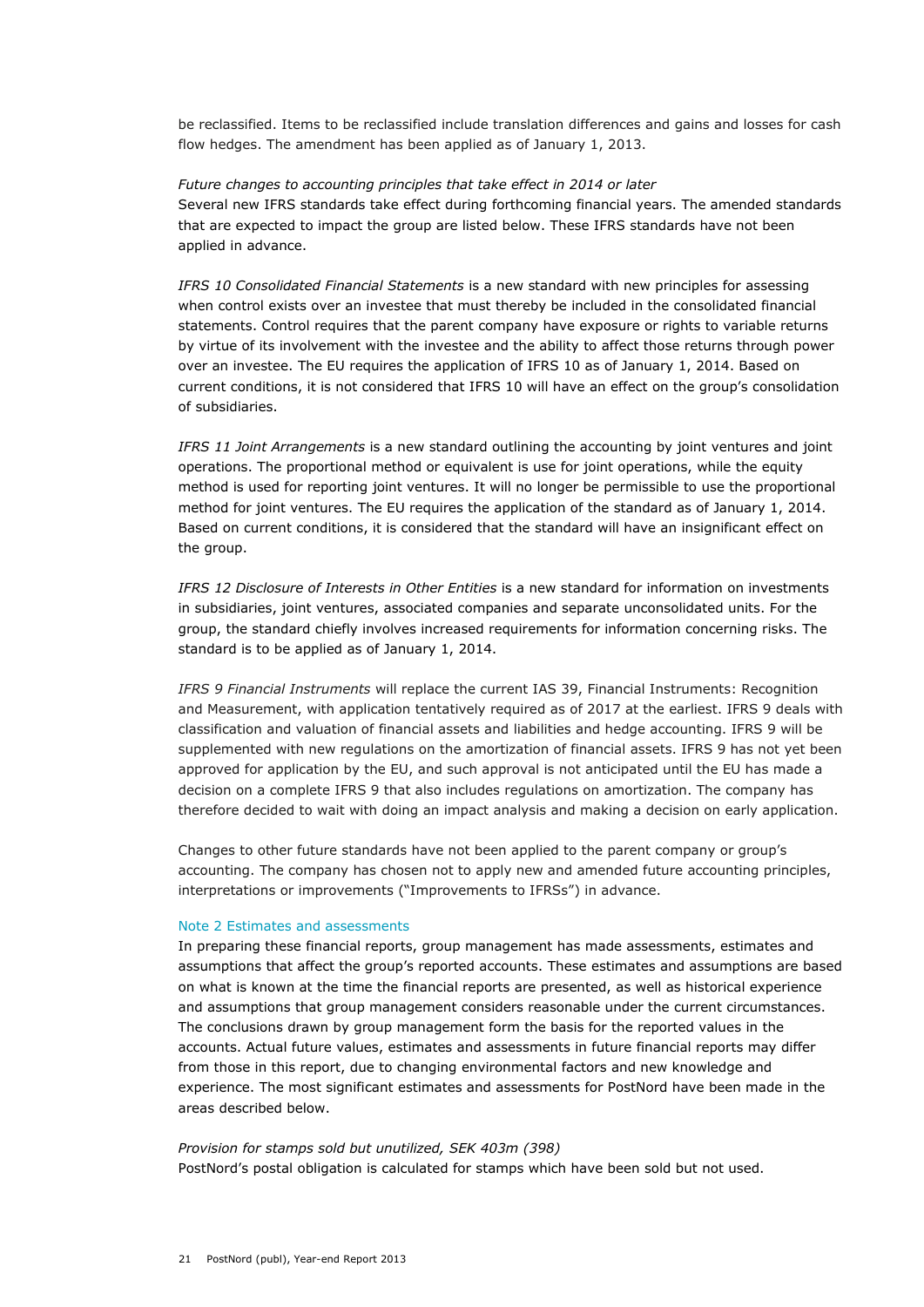be reclassified. Items to be reclassified include translation differences and gains and losses for cash flow hedges. The amendment has been applied as of January 1, 2013.

*Future changes to accounting principles that take effect in 2014 or later*
Several new IFRS standards take effect during forthcoming financial years. The amended standards that are expected to impact the group are listed below. These IFRS standards have not been applied in advance.

*IFRS 10 Consolidated Financial Statements* is a new standard with new principles for assessing when control exists over an investee that must thereby be included in the consolidated financial statements. Control requires that the parent company have exposure or rights to variable returns by virtue of its involvement with the investee and the ability to affect those returns through power over an investee. The EU requires the application of IFRS 10 as of January 1, 2014. Based on current conditions, it is not considered that IFRS 10 will have an effect on the group's consolidation of subsidiaries.

*IFRS 11 Joint Arrangements* is a new standard outlining the accounting by joint ventures and joint operations. The proportional method or equivalent is use for joint operations, while the equity method is used for reporting joint ventures. It will no longer be permissible to use the proportional method for joint ventures. The EU requires the application of the standard as of January 1, 2014. Based on current conditions, it is considered that the standard will have an insignificant effect on the group.

*IFRS 12 Disclosure of Interests in Other Entities* is a new standard for information on investments in subsidiaries, joint ventures, associated companies and separate unconsolidated units. For the group, the standard chiefly involves increased requirements for information concerning risks. The standard is to be applied as of January 1, 2014.

*IFRS 9 Financial Instruments* will replace the current IAS 39, Financial Instruments: Recognition and Measurement, with application tentatively required as of 2017 at the earliest. IFRS 9 deals with classification and valuation of financial assets and liabilities and hedge accounting. IFRS 9 will be supplemented with new regulations on the amortization of financial assets. IFRS 9 has not yet been approved for application by the EU, and such approval is not anticipated until the EU has made a decision on a complete IFRS 9 that also includes regulations on amortization. The company has therefore decided to wait with doing an impact analysis and making a decision on early application.

Changes to other future standards have not been applied to the parent company or group's accounting. The company has chosen not to apply new and amended future accounting principles, interpretations or improvements ("Improvements to IFRSs") in advance.

## Note 2 Estimates and assessments

In preparing these financial reports, group management has made assessments, estimates and assumptions that affect the group's reported accounts. These estimates and assumptions are based on what is known at the time the financial reports are presented, as well as historical experience and assumptions that group management considers reasonable under the current circumstances. The conclusions drawn by group management form the basis for the reported values in the accounts. Actual future values, estimates and assessments in future financial reports may differ from those in this report, due to changing environmental factors and new knowledge and experience. The most significant estimates and assessments for PostNord have been made in the areas described below.

*Provision for stamps sold but unutilized, SEK 403m (398)*
PostNord's postal obligation is calculated for stamps which have been sold but not used.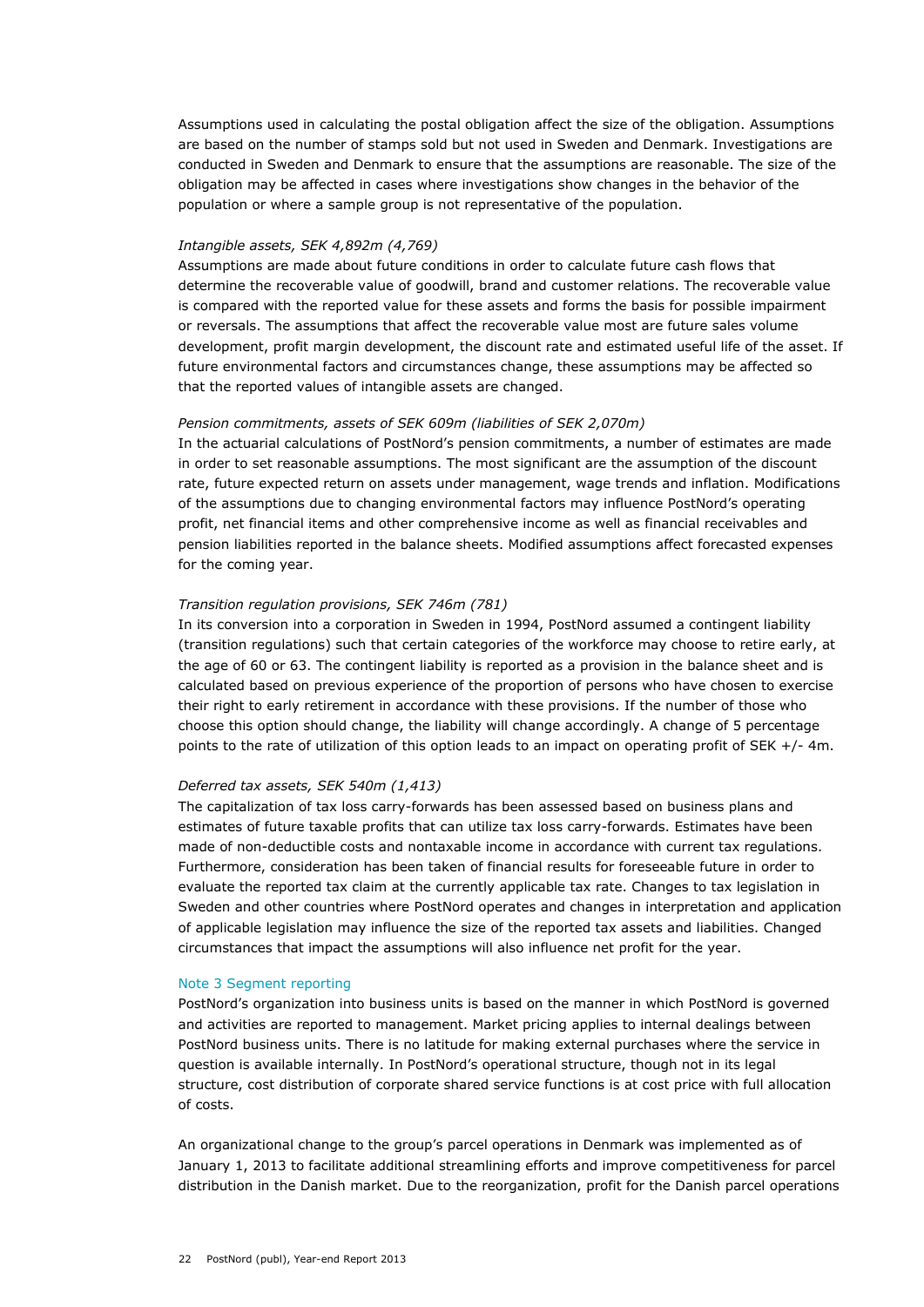Assumptions used in calculating the postal obligation affect the size of the obligation. Assumptions are based on the number of stamps sold but not used in Sweden and Denmark. Investigations are conducted in Sweden and Denmark to ensure that the assumptions are reasonable. The size of the obligation may be affected in cases where investigations show changes in the behavior of the population or where a sample group is not representative of the population.

*Intangible assets, SEK 4,892m (4,769)*

Assumptions are made about future conditions in order to calculate future cash flows that determine the recoverable value of goodwill, brand and customer relations. The recoverable value is compared with the reported value for these assets and forms the basis for possible impairment or reversals. The assumptions that affect the recoverable value most are future sales volume development, profit margin development, the discount rate and estimated useful life of the asset. If future environmental factors and circumstances change, these assumptions may be affected so that the reported values of intangible assets are changed.

*Pension commitments, assets of SEK 609m (liabilities of SEK 2,070m)*

In the actuarial calculations of PostNord's pension commitments, a number of estimates are made in order to set reasonable assumptions. The most significant are the assumption of the discount rate, future expected return on assets under management, wage trends and inflation. Modifications of the assumptions due to changing environmental factors may influence PostNord's operating profit, net financial items and other comprehensive income as well as financial receivables and pension liabilities reported in the balance sheets. Modified assumptions affect forecasted expenses for the coming year.

*Transition regulation provisions, SEK 746m (781)*

In its conversion into a corporation in Sweden in 1994, PostNord assumed a contingent liability (transition regulations) such that certain categories of the workforce may choose to retire early, at the age of 60 or 63. The contingent liability is reported as a provision in the balance sheet and is calculated based on previous experience of the proportion of persons who have chosen to exercise their right to early retirement in accordance with these provisions. If the number of those who choose this option should change, the liability will change accordingly. A change of 5 percentage points to the rate of utilization of this option leads to an impact on operating profit of SEK +/- 4m.

*Deferred tax assets, SEK 540m (1,413)*

The capitalization of tax loss carry-forwards has been assessed based on business plans and estimates of future taxable profits that can utilize tax loss carry-forwards. Estimates have been made of non-deductible costs and nontaxable income in accordance with current tax regulations. Furthermore, consideration has been taken of financial results for foreseeable future in order to evaluate the reported tax claim at the currently applicable tax rate. Changes to tax legislation in Sweden and other countries where PostNord operates and changes in interpretation and application of applicable legislation may influence the size of the reported tax assets and liabilities. Changed circumstances that impact the assumptions will also influence net profit for the year.

## Note 3 Segment reporting

PostNord's organization into business units is based on the manner in which PostNord is governed and activities are reported to management. Market pricing applies to internal dealings between PostNord business units. There is no latitude for making external purchases where the service in question is available internally. In PostNord's operational structure, though not in its legal structure, cost distribution of corporate shared service functions is at cost price with full allocation of costs.

An organizational change to the group's parcel operations in Denmark was implemented as of January 1, 2013 to facilitate additional streamlining efforts and improve competitiveness for parcel distribution in the Danish market. Due to the reorganization, profit for the Danish parcel operations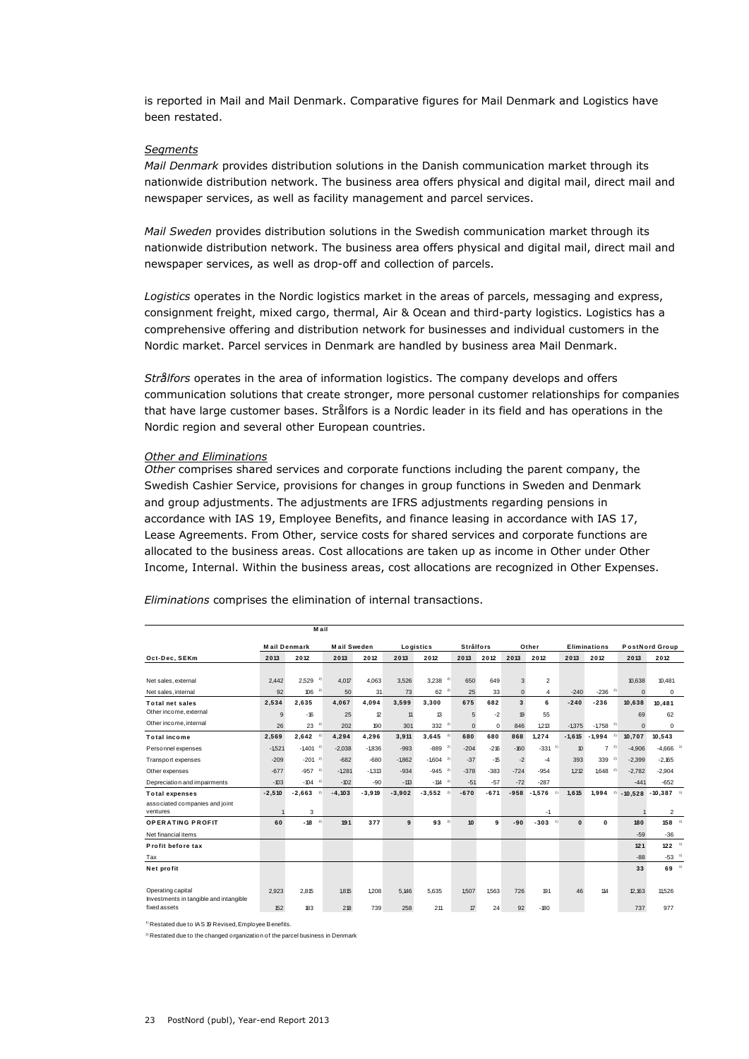is reported in Mail and Mail Denmark. Comparative figures for Mail Denmark and Logistics have been restated.

*Segments*

*Mail Denmark* provides distribution solutions in the Danish communication market through its nationwide distribution network. The business area offers physical and digital mail, direct mail and newspaper services, as well as facility management and parcel services.

*Mail Sweden* provides distribution solutions in the Swedish communication market through its nationwide distribution network. The business area offers physical and digital mail, direct mail and newspaper services, as well as drop-off and collection of parcels.

*Logistics* operates in the Nordic logistics market in the areas of parcels, messaging and express, consignment freight, mixed cargo, thermal, Air & Ocean and third-party logistics. Logistics has a comprehensive offering and distribution network for businesses and individual customers in the Nordic market. Parcel services in Denmark are handled by business area Mail Denmark.

*Strålfors* operates in the area of information logistics. The company develops and offers communication solutions that create stronger, more personal customer relationships for companies that have large customer bases. Strålfors is a Nordic leader in its field and has operations in the Nordic region and several other European countries.

*Other and Eliminations*

*Other* comprises shared services and corporate functions including the parent company, the Swedish Cashier Service, provisions for changes in group functions in Sweden and Denmark and group adjustments. The adjustments are IFRS adjustments regarding pensions in accordance with IAS 19, Employee Benefits, and finance leasing in accordance with IAS 17, Lease Agreements. From Other, service costs for shared services and corporate functions are allocated to the business areas. Cost allocations are taken up as income in Other under Other Income, Internal. Within the business areas, cost allocations are recognized in Other Expenses.

*Eliminations* comprises the elimination of internal transactions.

| | Mail | | | | | | | | | | | | | |
|---|---|---|---|---|---|---|---|---|---|---|---|---|---|---|
| | Mail Denmark | | Mail Sweden | | Logistics | | Strålfors | | Other | | Eliminations | | PostNord Group | |
| **Oct-Dec, SEKm** | **2013** | **2012** | **2013** | **2012** | **2013** | **2012** | **2013** | **2012** | **2013** | **2012** | **2013** | **2012** | **2013** | **2012** |
| Net sales, external | 2,442 | 2,529 [2] | 4,017 | 4,063 | 3,526 | 3,238 [2] | 650 | 649 | 3 | 2 | | | 10,638 | 10,481 |
| Net sales, internal | 92 | 106 [2] | 50 | 31 | 73 | 62 [2] | 25 | 33 | 0 | 4 | -240 | -236 [2] | 0 | 0 |
| **Total net sales** | **2,534** | **2,635** | **4,067** | **4,094** | **3,599** | **3,300** | **675** | **682** | **3** | **6** | **-240** | **-236** | **10,638** | **10,481** |
| Other income, external | 9 | -16 | 25 | 12 | 11 | 13 | 5 | -2 | 19 | 55 | | | 69 | 62 |
| Other income, internal | 26 | 23 [2] | 202 | 190 | 301 | 332 [2] | 0 | 0 | 846 | 1,213 | -1,375 | -1,758 [2] | 0 | 0 |
| **Total income** | **2,569** | **2,642** [2] | **4,294** | **4,296** | **3,911** | **3,645** [2] | **680** | **680** | **868** | **1,274** | **-1,615** | **-1,994** [2] | **10,707** | **10,543** |
| Personnel expenses | -1,521 | -1,401 [2] | -2,038 | -1,836 | -993 | -889 [2] | -204 | -216 | -160 | -331 [1] | 10 | 7 [2] | -4,906 | -4,666 [1] |
| Transport expenses | -209 | -201 [2] | -682 | -680 | -1,862 | -1,604 [2] | -37 | -15 | -2 | -4 | 393 | 339 [2] | -2,399 | -2,165 |
| Other expenses | -677 | -957 [2] | -1,281 | -1,313 | -934 | -945 [2] | -378 | -383 | -724 | -954 | 1,212 | 1,648 [2] | -2,782 | -2,904 |
| Depreciation and impairments | -103 | -104 [2] | -102 | -90 | -113 | -114 [2] | -51 | -57 | -72 | -287 | | | -441 | -652 |
| **Total expenses** | **-2,510** | **-2,663** [2] | **-4,103** | **-3,919** | **-3,902** | **-3,552** [2] | **-670** | **-671** | **-958** | **-1,576** [1] | **1,615** | **1,994** [2] | **-10,528** | **-10,387** [1] |
| associated companies and joint ventures | 1 | 3 | | | | | | | | -1 | | | 1 | 2 |
| **OPERATING PROFIT** | **60** | **-18** [2] | **191** | **377** | **9** | **93** [2] | **10** | **9** | **-90** | **-303** [1] | **0** | **0** | **180** | **158** [1] |
| Net financial items | | | | | | | | | | | | | -59 | -36 |
| **Profit before tax** | | | | | | | | | | | | | **121** | **122** [1] |
| Tax | | | | | | | | | | | | | -88 | -53 [1] |
| **Net profit** | | | | | | | | | | | | | **33** | **69** [1] |
| Operating capital | 2,923 | 2,815 | 1,815 | 1,208 | 5,146 | 5,635 | 1,507 | 1,563 | 726 | 191 | 46 | 114 | 12,163 | 11,526 |
| Investments in tangible and intangible fixed assets | 152 | 183 | 218 | 739 | 258 | 211 | 17 | 24 | 92 | -180 | | | 737 | 977 |

[1] Restated due to IAS 19 Revised, Employee Benefits.

[2] Restated due to the changed organization of the parcel business in Denmark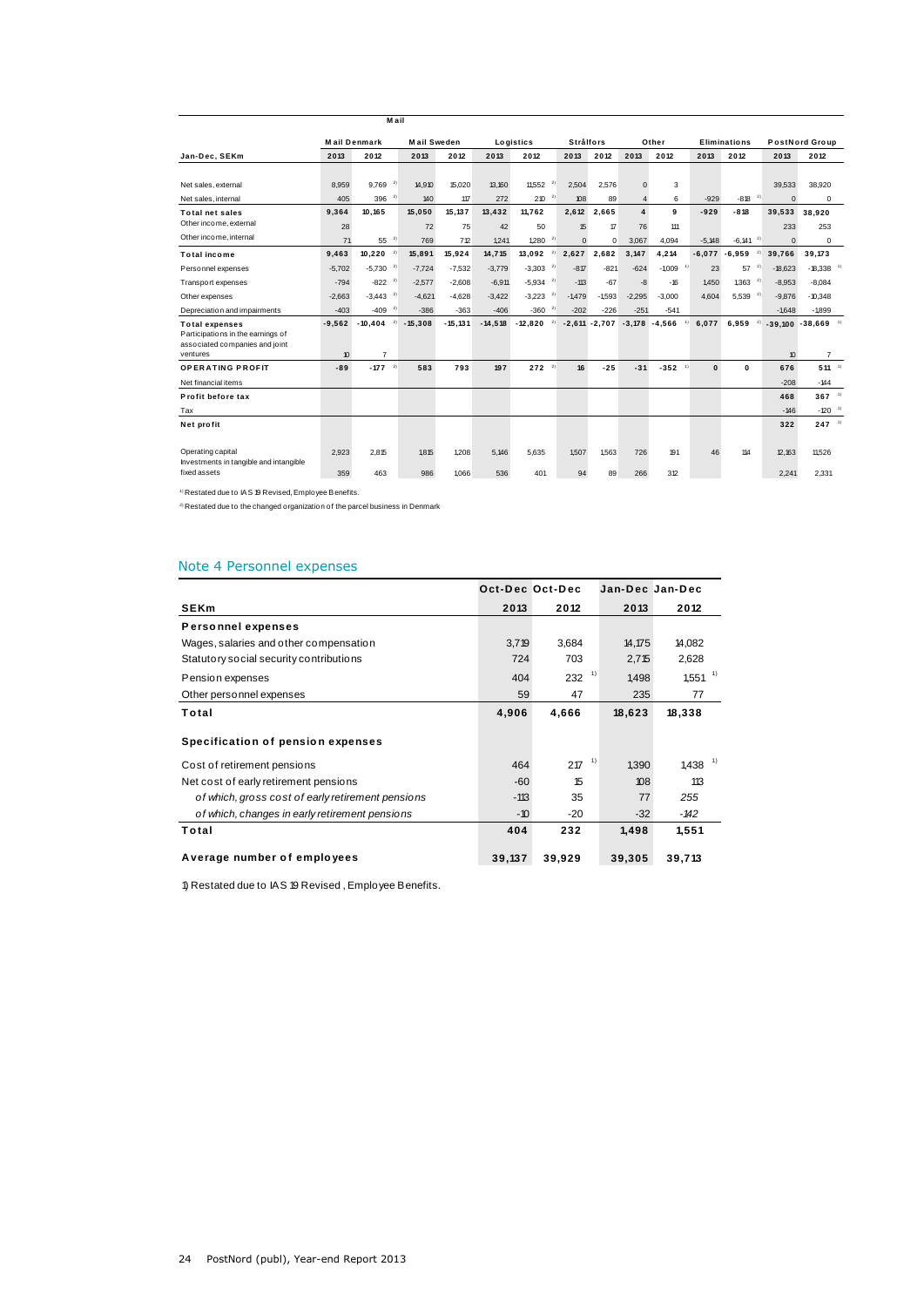| Jan-Dec, SEKm | Mail | | | | | | | | | | | | | |
|---|---|---|---|---|---|---|---|---|---|---|---|---|---|---|
| | Mail Denmark | | Mail Sweden | | Logistics | | Strålfors | | Other | | Eliminations | | PostNord Group | |
| | 2013 | 2012 | 2013 | 2012 | 2013 | 2012 | 2013 | 2012 | 2013 | 2012 | 2013 | 2012 | 2013 | 2012 |
| Net sales, external | 8,959 | 9,769 [2] | 14,910 | 15,020 | 13,160 | 11,552 [2] | 2,504 | 2,576 | 0 | 3 | | | 39,533 | 38,920 |
| Net sales, internal | 405 | 396 [2] | 140 | 117 | 272 | 210 [2] | 108 | 89 | 4 | 6 | -929 | -818 [2] | 0 | 0 |
| **Total net sales** | **9,364** | **10,165** | **15,050** | **15,137** | **13,432** | **11,762** | **2,612** | **2,665** | **4** | **9** | **-929** | **-818** | **39,533** | **38,920** |
| Other income, external | 28 | | 72 | 75 | 42 | 50 | 15 | 17 | 76 | 111 | | | 233 | 253 |
| Other income, internal | 71 | 55 [2] | 769 | 712 | 1,241 | 1,280 [2] | 0 | 0 | 3,067 | 4,094 | -5,148 | -6,141 [2] | 0 | 0 |
| **Total income** | **9,463** | **10,220** [2] | **15,891** | **15,924** | **14,715** | **13,092** [2] | **2,627** | **2,682** | **3,147** | **4,214** | **-6,077** | **-6,959** [2] | **39,766** | **39,173** |
| Personnel expenses | -5,702 | -5,730 [2] | -7,724 | -7,532 | -3,779 | -3,303 [2] | -817 | -821 | -624 | -1,009 [1] | 23 | 57 [2] | -18,623 | -18,338 [1] |
| Transport expenses | -794 | -822 [2] | -2,577 | -2,608 | -6,911 | -5,934 [2] | -113 | -67 | -8 | -16 | 1,450 | 1,363 [2] | -8,953 | -8,084 |
| Other expenses | -2,663 | -3,443 [2] | -4,621 | -4,628 | -3,422 | -3,223 [2] | -1,479 | -1,593 | -2,295 | -3,000 | 4,604 | 5,539 [2] | -9,876 | -10,348 |
| Depreciation and impairments | -403 | -409 [2] | -386 | -363 | -406 | -360 [2] | -202 | -226 | -251 | -541 | | | -1,648 | -1,899 |
| **Total expenses** | **-9,562** | **-10,404** [2] | **-15,308** | **-15,131** | **-14,518** | **-12,820** [2] | **-2,611** | **-2,707** | **-3,178** | **-4,566** [1] | **6,077** | **6,959** [2] | **-39,100** | **-38,669** [1] |
| Participations in the earnings of associated companies and joint ventures | 10 | 7 | | | | | | | | | | | 10 | 7 |
| **OPERATING PROFIT** | **-89** | **-177** [2] | **583** | **793** | **197** | **272** [2] | **16** | **-25** | **-31** | **-352** [1] | **0** | **0** | **676** | **511** [1] |
| Net financial items | | | | | | | | | | | | | -208 | -144 |
| **Profit before tax** | | | | | | | | | | | | | **468** | **367** [1] |
| Tax | | | | | | | | | | | | | -146 | -120 [1] |
| **Net profit** | | | | | | | | | | | | | **322** | **247** [1] |
| Operating capital | 2,923 | 2,815 | 1,815 | 1,208 | 5,146 | 5,635 | 1,507 | 1,563 | 726 | 191 | 46 | 114 | 12,163 | 11,526 |
| Investments in tangible and intangible fixed assets | 359 | 463 | 986 | 1,066 | 536 | 401 | 94 | 89 | 266 | 312 | | | 2,241 | 2,331 |

[1] Restated due to IAS 19 Revised, Employee Benefits.

[2] Restated due to the changed organization of the parcel business in Denmark

## Note 4 Personnel expenses

| SEKm | Oct-Dec 2013 | Oct-Dec 2012 | Jan-Dec 2013 | Jan-Dec 2012 |
|---|---|---|---|---|
| **Personnel expenses** | | | | |
| Wages, salaries and other compensation | 3,719 | 3,684 | 14,175 | 14,082 |
| Statutory social security contributions | 724 | 703 | 2,715 | 2,628 |
| Pension expenses | 404 | 232 [1] | 1,498 | 1,551 [1] |
| Other personnel expenses | 59 | 47 | 235 | 77 |
| **Total** | **4,906** | **4,666** | **18,623** | **18,338** |
| **Specification of pension expenses** | | | | |
| Cost of retirement pensions | 464 | 217 [1] | 1,390 | 1,438 [1] |
| Net cost of early retirement pensions | -60 | 15 | 108 | 113 |
| *of which, gross cost of early retirement pensions* | -113 | 35 | 77 | 255 |
| *of which, changes in early retirement pensions* | -10 | -20 | -32 | -142 |
| **Total** | **404** | **232** | **1,498** | **1,551** |
| **Average number of employees** | **39,137** | **39,929** | **39,305** | **39,713** |

1) Restated due to IAS 19 Revised, Employee Benefits.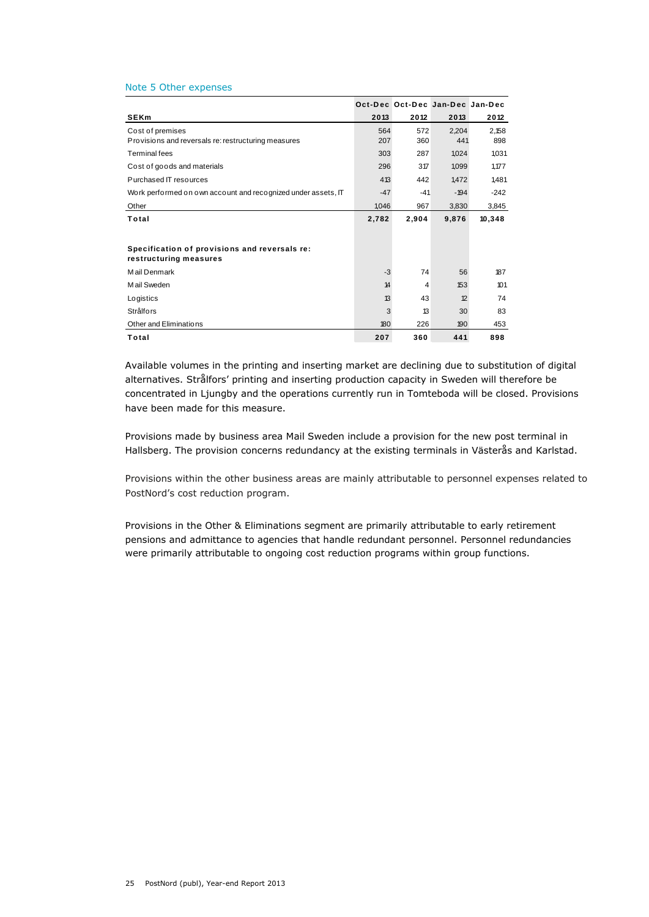## Note 5 Other expenses

| SEKm | Oct-Dec 2013 | Oct-Dec 2012 | Jan-Dec 2013 | Jan-Dec 2012 |
|---|---|---|---|---|
| Cost of premises | 564 | 572 | 2,204 | 2,158 |
| Provisions and reversals re: restructuring measures | 207 | 360 | 441 | 898 |
| Terminal fees | 303 | 287 | 1,024 | 1,031 |
| Cost of goods and materials | 296 | 317 | 1,099 | 1,177 |
| Purchased IT resources | 413 | 442 | 1,472 | 1,481 |
| Work performed on own account and recognized under assets, IT | -47 | -41 | -194 | -242 |
| Other | 1,046 | 967 | 3,830 | 3,845 |
| **Total** | **2,782** | **2,904** | **9,876** | **10,348** |
| | | | | |
| **Specification of provisions and reversals re: restructuring measures** | | | | |
| Mail Denmark | -3 | 74 | 56 | 187 |
| Mail Sweden | 14 | 4 | 153 | 101 |
| Logistics | 13 | 43 | 12 | 74 |
| Strålfors | 3 | 13 | 30 | 83 |
| Other and Eliminations | 180 | 226 | 190 | 453 |
| **Total** | **207** | **360** | **441** | **898** |

Available volumes in the printing and inserting market are declining due to substitution of digital alternatives. Strålfors' printing and inserting production capacity in Sweden will therefore be concentrated in Ljungby and the operations currently run in Tomteboda will be closed. Provisions have been made for this measure.

Provisions made by business area Mail Sweden include a provision for the new post terminal in Hallsberg. The provision concerns redundancy at the existing terminals in Västerås and Karlstad.

Provisions within the other business areas are mainly attributable to personnel expenses related to PostNord's cost reduction program.

Provisions in the Other & Eliminations segment are primarily attributable to early retirement pensions and admittance to agencies that handle redundant personnel. Personnel redundancies were primarily attributable to ongoing cost reduction programs within group functions.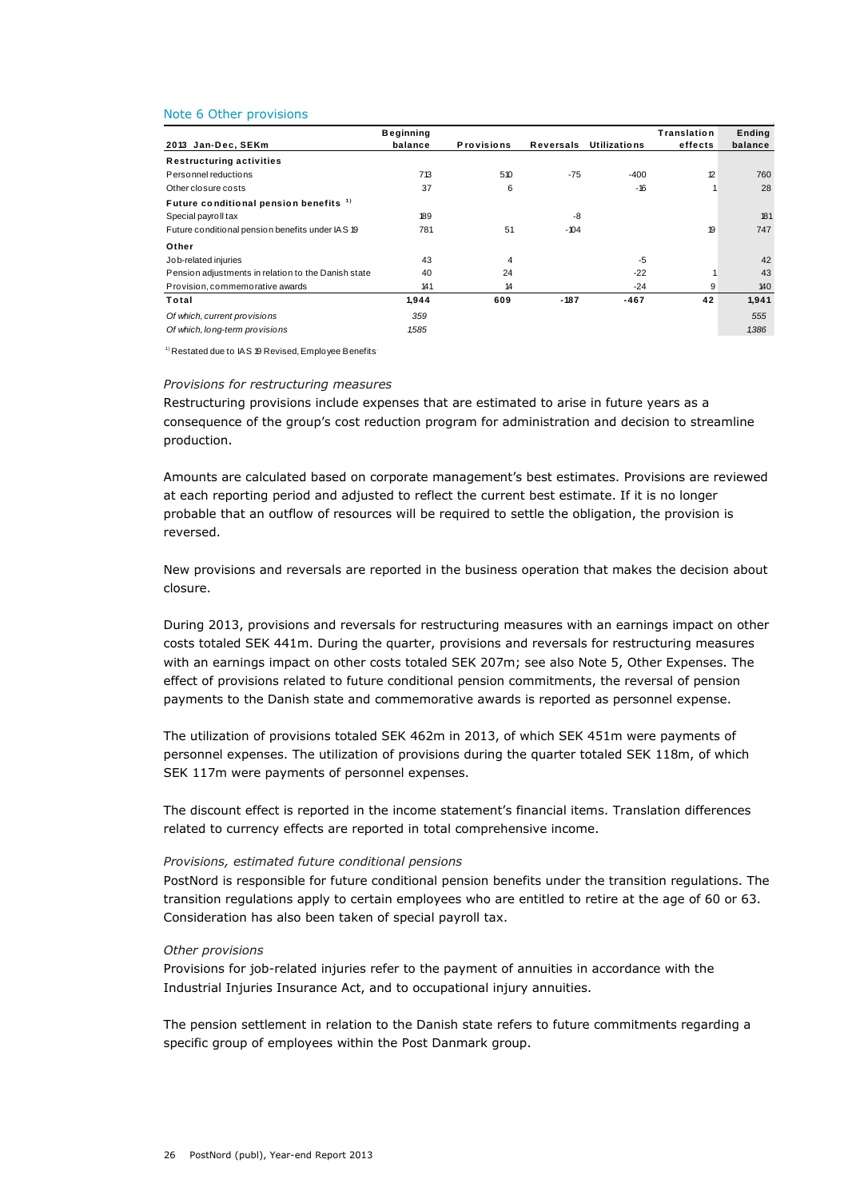## Note 6 Other provisions

| 2013 Jan-Dec, SEKm | Beginning balance | Provisions | Reversals | Utilizations | Translation effects | Ending balance |
|---|---|---|---|---|---|---|
| **Restructuring activities** | | | | | | |
| Personnel reductions | 713 | 510 | -75 | -400 | 12 | 760 |
| Other closure costs | 37 | 6 | | -16 | 1 | 28 |
| **Future conditional pension benefits** [1] | | | | | | |
| Special payroll tax | 189 | | -8 | | | 181 |
| Future conditional pension benefits under IAS 19 | 781 | 51 | -104 | | 19 | 747 |
| **Other** | | | | | | |
| Job-related injuries | 43 | 4 | | -5 | | 42 |
| Pension adjustments in relation to the Danish state | 40 | 24 | | -22 | 1 | 43 |
| Provision, commemorative awards | 141 | 14 | | -24 | 9 | 140 |
| **Total** | **1,944** | **609** | **-187** | **-467** | **42** | **1,941** |
| *Of which, current provisions* | *359* | | | | | *555* |
| *Of which, long-term provisions* | *1585* | | | | | *1386* |

[1] Restated due to IAS 19 Revised, Employee Benefits

*Provisions for restructuring measures*

Restructuring provisions include expenses that are estimated to arise in future years as a consequence of the group's cost reduction program for administration and decision to streamline production.

Amounts are calculated based on corporate management's best estimates. Provisions are reviewed at each reporting period and adjusted to reflect the current best estimate. If it is no longer probable that an outflow of resources will be required to settle the obligation, the provision is reversed.

New provisions and reversals are reported in the business operation that makes the decision about closure.

During 2013, provisions and reversals for restructuring measures with an earnings impact on other costs totaled SEK 441m. During the quarter, provisions and reversals for restructuring measures with an earnings impact on other costs totaled SEK 207m; see also Note 5, Other Expenses. The effect of provisions related to future conditional pension commitments, the reversal of pension payments to the Danish state and commemorative awards is reported as personnel expense.

The utilization of provisions totaled SEK 462m in 2013, of which SEK 451m were payments of personnel expenses. The utilization of provisions during the quarter totaled SEK 118m, of which SEK 117m were payments of personnel expenses.

The discount effect is reported in the income statement's financial items. Translation differences related to currency effects are reported in total comprehensive income.

*Provisions, estimated future conditional pensions*

PostNord is responsible for future conditional pension benefits under the transition regulations. The transition regulations apply to certain employees who are entitled to retire at the age of 60 or 63. Consideration has also been taken of special payroll tax.

*Other provisions*

Provisions for job-related injuries refer to the payment of annuities in accordance with the Industrial Injuries Insurance Act, and to occupational injury annuities.

The pension settlement in relation to the Danish state refers to future commitments regarding a specific group of employees within the Post Danmark group.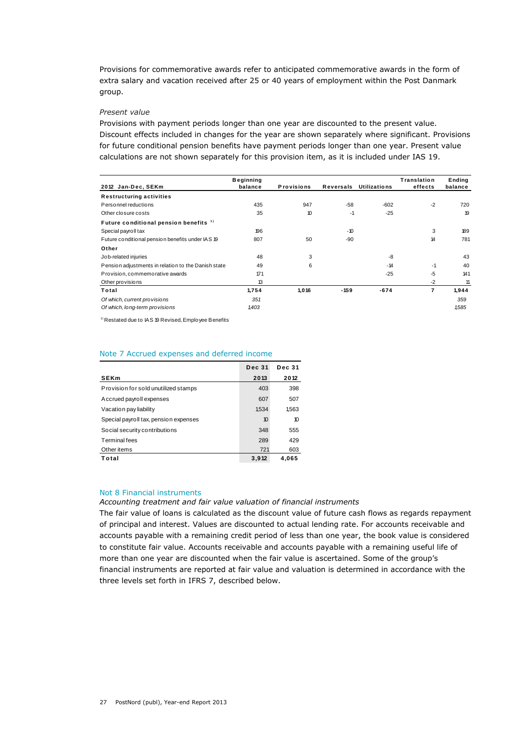Provisions for commemorative awards refer to anticipated commemorative awards in the form of extra salary and vacation received after 25 or 40 years of employment within the Post Danmark group.

*Present value*

Provisions with payment periods longer than one year are discounted to the present value. Discount effects included in changes for the year are shown separately where significant. Provisions for future conditional pension benefits have payment periods longer than one year. Present value calculations are not shown separately for this provision item, as it is included under IAS 19.

| 2012 Jan-Dec, SEKm | Beginning balance | Provisions | Reversals | Utilizations | Translation effects | Ending balance |
|---|---|---|---|---|---|---|
| **Restructuring activities** | | | | | | |
| Personnel reductions | 435 | 947 | -58 | -602 | -2 | 720 |
| Other closure costs | 35 | 10 | -1 | -25 | | 19 |
| **Future conditional pension benefits** [1] | | | | | | |
| Special payroll tax | 196 | | -10 | | 3 | 189 |
| Future conditional pension benefits under IAS 19 | 807 | 50 | -90 | | 14 | 781 |
| **Other** | | | | | | |
| Job-related injuries | 48 | 3 | | -8 | | 43 |
| Pension adjustments in relation to the Danish state | 49 | 6 | | -14 | -1 | 40 |
| Provision, commemorative awards | 171 | | | -25 | -5 | 141 |
| Other provisions | 13 | | | | -2 | 11 |
| **Total** | **1,754** | **1,016** | **-159** | **-674** | **7** | **1,944** |
| *Of which, current provisions* | *351* | | | | | *359* |
| *Of which, long-term provisions* | *1403* | | | | | *1585* |

[1] Restated due to IAS 19 Revised, Employee Benefits

## Note 7 Accrued expenses and deferred income

| SEKm | Dec 31 2013 | Dec 31 2012 |
|---|---|---|
| Provision for sold unutilized stamps | 403 | 398 |
| Accrued payroll expenses | 607 | 507 |
| Vacation pay liability | 1,534 | 1,563 |
| Special payroll tax, pension expenses | 10 | 10 |
| Social security contributions | 348 | 555 |
| Terminal fees | 289 | 429 |
| Other items | 721 | 603 |
| **Total** | **3,912** | **4,065** |

## Not 8 Financial instruments

*Accounting treatment and fair value valuation of financial instruments*

The fair value of loans is calculated as the discount value of future cash flows as regards repayment of principal and interest. Values are discounted to actual lending rate. For accounts receivable and accounts payable with a remaining credit period of less than one year, the book value is considered to constitute fair value. Accounts receivable and accounts payable with a remaining useful life of more than one year are discounted when the fair value is ascertained. Some of the group's financial instruments are reported at fair value and valuation is determined in accordance with the three levels set forth in IFRS 7, described below.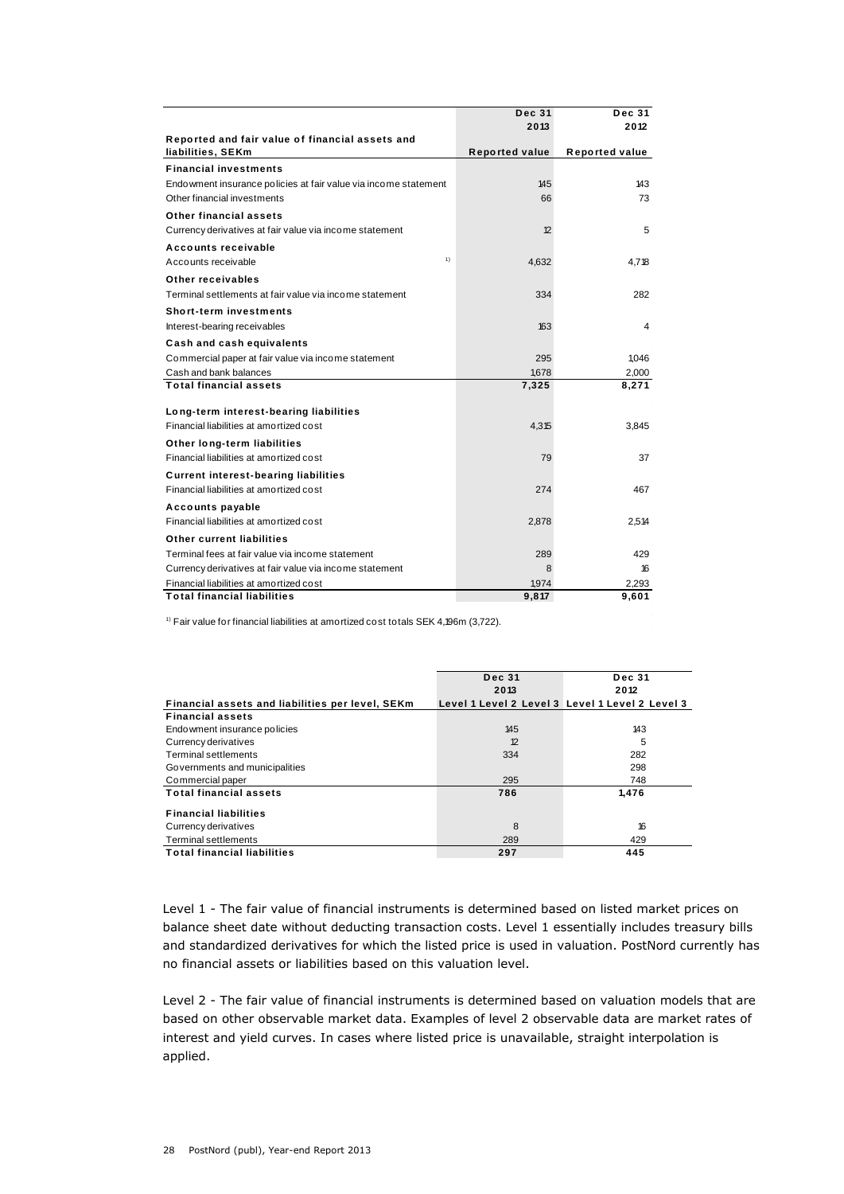| Reported and fair value of financial assets and liabilities, SEKm | Dec 31 2013 Reported value | Dec 31 2012 Reported value |
|---|---|---|
| **Financial investments** | | |
| Endowment insurance policies at fair value via income statement | 145 | 143 |
| Other financial investments | 66 | 73 |
| **Other financial assets** | | |
| Currency derivatives at fair value via income statement | 12 | 5 |
| **Accounts receivable** | | |
| Accounts receivable [1] | 4,632 | 4,718 |
| **Other receivables** | | |
| Terminal settlements at fair value via income statement | 334 | 282 |
| **Short-term investments** | | |
| Interest-bearing receivables | 163 | 4 |
| **Cash and cash equivalents** | | |
| Commercial paper at fair value via income statement | 295 | 1,046 |
| Cash and bank balances | 1,678 | 2,000 |
| **Total financial assets** | **7,325** | **8,271** |
| **Long-term interest-bearing liabilities** | | |
| Financial liabilities at amortized cost | 4,315 | 3,845 |
| **Other long-term liabilities** | | |
| Financial liabilities at amortized cost | 79 | 37 |
| **Current interest-bearing liabilities** | | |
| Financial liabilities at amortized cost | 274 | 467 |
| **Accounts payable** | | |
| Financial liabilities at amortized cost | 2,878 | 2,514 |
| **Other current liabilities** | | |
| Terminal fees at fair value via income statement | 289 | 429 |
| Currency derivatives at fair value via income statement | 8 | 16 |
| Financial liabilities at amortized cost | 1,974 | 2,293 |
| **Total financial liabilities** | **9,817** | **9,601** |

[1] Fair value for financial liabilities at amortized cost totals SEK 4,196m (3,722).

| Financial assets and liabilities per level, SEKm | Dec 31 2013 Level 1 | Level 2 | Level 3 | Dec 31 2012 Level 1 | Level 2 | Level 3 |
|---|---|---|---|---|---|---|
| **Financial assets** | | | | | | |
| Endowment insurance policies | | 145 | | | 143 | |
| Currency derivatives | | 12 | | | 5 | |
| Terminal settlements | | 334 | | | 282 | |
| Governments and municipalities | | | | | 298 | |
| Commercial paper | | 295 | | | 748 | |
| **Total financial assets** | | **786** | | | **1,476** | |
| **Financial liabilities** | | | | | | |
| Currency derivatives | | 8 | | | 16 | |
| Terminal settlements | | 289 | | | 429 | |
| **Total financial liabilities** | | **297** | | | **445** | |

Level 1 - The fair value of financial instruments is determined based on listed market prices on balance sheet date without deducting transaction costs. Level 1 essentially includes treasury bills and standardized derivatives for which the listed price is used in valuation. PostNord currently has no financial assets or liabilities based on this valuation level.

Level 2 - The fair value of financial instruments is determined based on valuation models that are based on other observable market data. Examples of level 2 observable data are market rates of interest and yield curves. In cases where listed price is unavailable, straight interpolation is applied.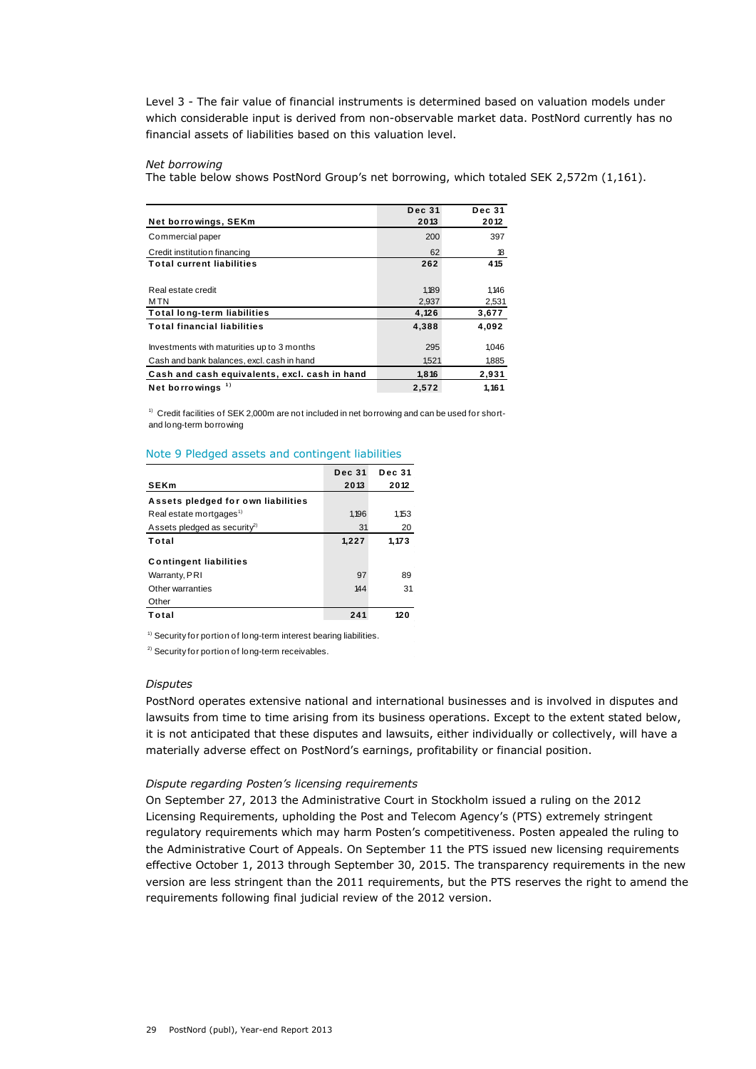Level 3 - The fair value of financial instruments is determined based on valuation models under which considerable input is derived from non-observable market data. PostNord currently has no financial assets of liabilities based on this valuation level.

*Net borrowing*

The table below shows PostNord Group's net borrowing, which totaled SEK 2,572m (1,161).

| Net borrowings, SEKm | Dec 31 2013 | Dec 31 2012 |
|---|---|---|
| Commercial paper | 200 | 397 |
| Credit institution financing | 62 | 18 |
| **Total current liabilities** | **262** | **415** |
| Real estate credit | 1,189 | 1,146 |
| MTN | 2,937 | 2,531 |
| **Total long-term liabilities** | **4,126** | **3,677** |
| **Total financial liabilities** | **4,388** | **4,092** |
| Investments with maturities up to 3 months | 295 | 1,046 |
| Cash and bank balances, excl. cash in hand | 1,521 | 1,885 |
| **Cash and cash equivalents, excl. cash in hand** | **1,816** | **2,931** |
| **Net borrowings** [1] | **2,572** | **1,161** |

[1] Credit facilities of SEK 2,000m are not included in net borrowing and can be used for short- and long-term borrowing

## Note 9 Pledged assets and contingent liabilities

| SEKm | Dec 31 2013 | Dec 31 2012 |
|---|---|---|
| **Assets pledged for own liabilities** | | |
| Real estate mortgages[1] | 1,196 | 1,153 |
| Assets pledged as security[2] | 31 | 20 |
| **Total** | **1,227** | **1,173** |
| **Contingent liabilities** | | |
| Warranty, PRI | 97 | 89 |
| Other warranties | 144 | 31 |
| Other | | |
| **Total** | **241** | **120** |

[1] Security for portion of long-term interest bearing liabilities.

[2] Security for portion of long-term receivables.

*Disputes*

PostNord operates extensive national and international businesses and is involved in disputes and lawsuits from time to time arising from its business operations. Except to the extent stated below, it is not anticipated that these disputes and lawsuits, either individually or collectively, will have a materially adverse effect on PostNord's earnings, profitability or financial position.

*Dispute regarding Posten's licensing requirements*

On September 27, 2013 the Administrative Court in Stockholm issued a ruling on the 2012 Licensing Requirements, upholding the Post and Telecom Agency's (PTS) extremely stringent regulatory requirements which may harm Posten's competitiveness. Posten appealed the ruling to the Administrative Court of Appeals. On September 11 the PTS issued new licensing requirements effective October 1, 2013 through September 30, 2015. The transparency requirements in the new version are less stringent than the 2011 requirements, but the PTS reserves the right to amend the requirements following final judicial review of the 2012 version.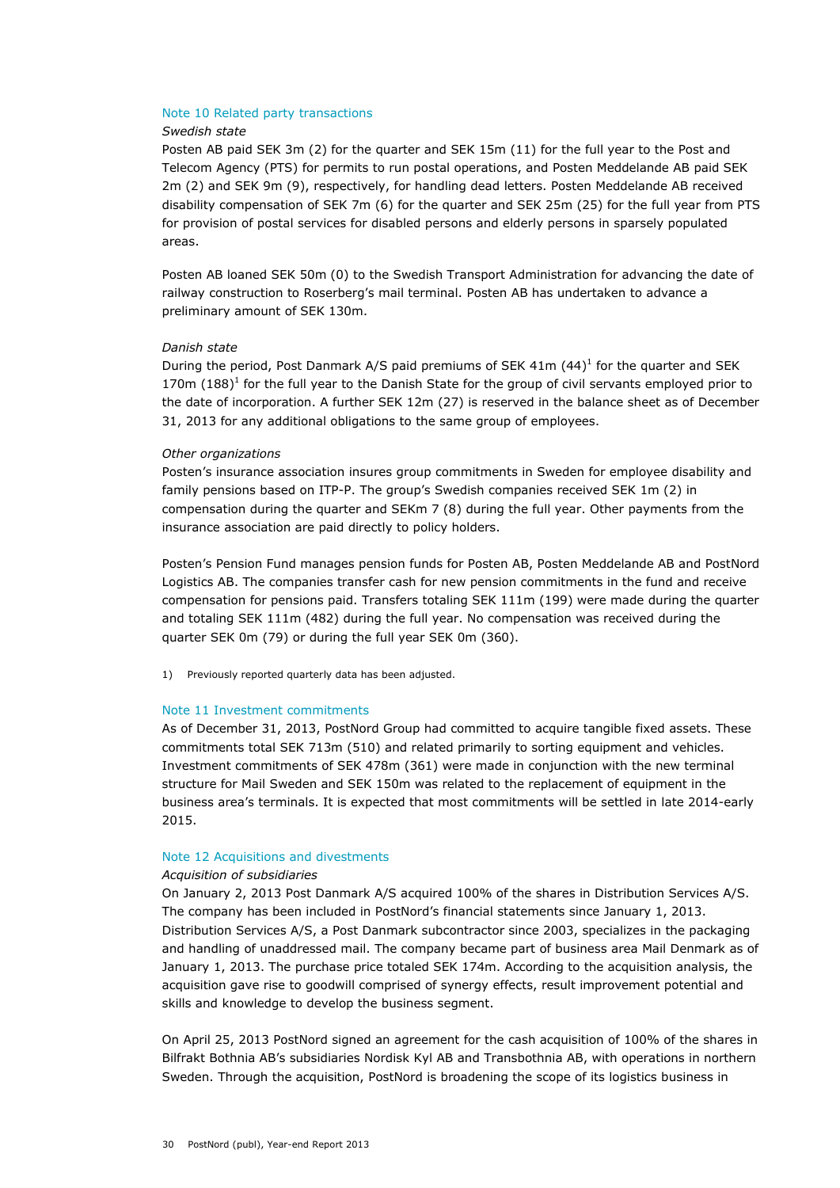## Note 10 Related party transactions

*Swedish state*

Posten AB paid SEK 3m (2) for the quarter and SEK 15m (11) for the full year to the Post and Telecom Agency (PTS) for permits to run postal operations, and Posten Meddelande AB paid SEK 2m (2) and SEK 9m (9), respectively, for handling dead letters. Posten Meddelande AB received disability compensation of SEK 7m (6) for the quarter and SEK 25m (25) for the full year from PTS for provision of postal services for disabled persons and elderly persons in sparsely populated areas.

Posten AB loaned SEK 50m (0) to the Swedish Transport Administration for advancing the date of railway construction to Roserberg's mail terminal. Posten AB has undertaken to advance a preliminary amount of SEK 130m.

*Danish state*

During the period, Post Danmark A/S paid premiums of SEK 41m (44)[1] for the quarter and SEK 170m (188)[1] for the full year to the Danish State for the group of civil servants employed prior to the date of incorporation. A further SEK 12m (27) is reserved in the balance sheet as of December 31, 2013 for any additional obligations to the same group of employees.

*Other organizations*

Posten's insurance association insures group commitments in Sweden for employee disability and family pensions based on ITP-P. The group's Swedish companies received SEK 1m (2) in compensation during the quarter and SEKm 7 (8) during the full year. Other payments from the insurance association are paid directly to policy holders.

Posten's Pension Fund manages pension funds for Posten AB, Posten Meddelande AB and PostNord Logistics AB. The companies transfer cash for new pension commitments in the fund and receive compensation for pensions paid. Transfers totaling SEK 111m (199) were made during the quarter and totaling SEK 111m (482) during the full year. No compensation was received during the quarter SEK 0m (79) or during the full year SEK 0m (360).

1) Previously reported quarterly data has been adjusted.

## Note 11 Investment commitments

As of December 31, 2013, PostNord Group had committed to acquire tangible fixed assets. These commitments total SEK 713m (510) and related primarily to sorting equipment and vehicles. Investment commitments of SEK 478m (361) were made in conjunction with the new terminal structure for Mail Sweden and SEK 150m was related to the replacement of equipment in the business area's terminals. It is expected that most commitments will be settled in late 2014-early 2015.

## Note 12 Acquisitions and divestments

*Acquisition of subsidiaries*

On January 2, 2013 Post Danmark A/S acquired 100% of the shares in Distribution Services A/S. The company has been included in PostNord's financial statements since January 1, 2013. Distribution Services A/S, a Post Danmark subcontractor since 2003, specializes in the packaging and handling of unaddressed mail. The company became part of business area Mail Denmark as of January 1, 2013. The purchase price totaled SEK 174m. According to the acquisition analysis, the acquisition gave rise to goodwill comprised of synergy effects, result improvement potential and skills and knowledge to develop the business segment.

On April 25, 2013 PostNord signed an agreement for the cash acquisition of 100% of the shares in Bilfrakt Bothnia AB's subsidiaries Nordisk Kyl AB and Transbothnia AB, with operations in northern Sweden. Through the acquisition, PostNord is broadening the scope of its logistics business in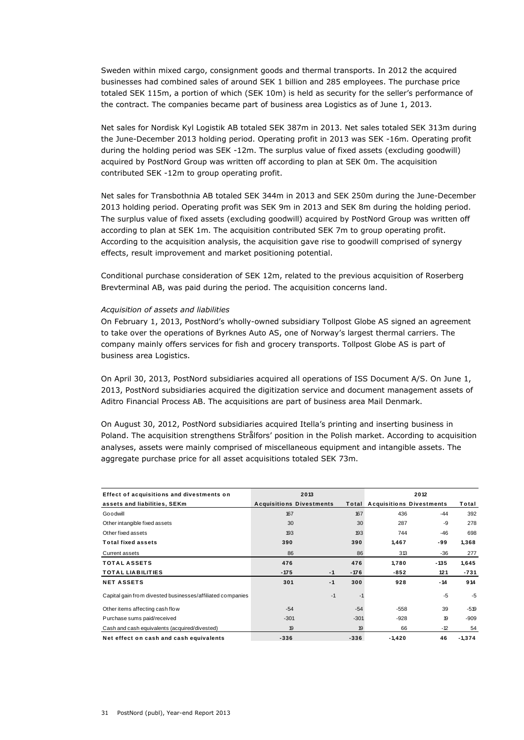Sweden within mixed cargo, consignment goods and thermal transports. In 2012 the acquired businesses had combined sales of around SEK 1 billion and 285 employees. The purchase price totaled SEK 115m, a portion of which (SEK 10m) is held as security for the seller's performance of the contract. The companies became part of business area Logistics as of June 1, 2013.

Net sales for Nordisk Kyl Logistik AB totaled SEK 387m in 2013. Net sales totaled SEK 313m during the June-December 2013 holding period. Operating profit in 2013 was SEK -16m. Operating profit during the holding period was SEK -12m. The surplus value of fixed assets (excluding goodwill) acquired by PostNord Group was written off according to plan at SEK 0m. The acquisition contributed SEK -12m to group operating profit.

Net sales for Transbothnia AB totaled SEK 344m in 2013 and SEK 250m during the June-December 2013 holding period. Operating profit was SEK 9m in 2013 and SEK 8m during the holding period. The surplus value of fixed assets (excluding goodwill) acquired by PostNord Group was written off according to plan at SEK 1m. The acquisition contributed SEK 7m to group operating profit. According to the acquisition analysis, the acquisition gave rise to goodwill comprised of synergy effects, result improvement and market positioning potential.

Conditional purchase consideration of SEK 12m, related to the previous acquisition of Roserberg Brevterminal AB, was paid during the period. The acquisition concerns land.

*Acquisition of assets and liabilities*

On February 1, 2013, PostNord's wholly-owned subsidiary Tollpost Globe AS signed an agreement to take over the operations of Byrknes Auto AS, one of Norway's largest thermal carriers. The company mainly offers services for fish and grocery transports. Tollpost Globe AS is part of business area Logistics.

On April 30, 2013, PostNord subsidiaries acquired all operations of ISS Document A/S. On June 1, 2013, PostNord subsidiaries acquired the digitization service and document management assets of Aditro Financial Process AB. The acquisitions are part of business area Mail Denmark.

On August 30, 2012, PostNord subsidiaries acquired Itella's printing and inserting business in Poland. The acquisition strengthens Strålfors' position in the Polish market. According to acquisition analyses, assets were mainly comprised of miscellaneous equipment and intangible assets. The aggregate purchase price for all asset acquisitions totaled SEK 73m.

| **Effect of acquisitions and divestments on assets and liabilities, SEKm** | **2013 Acquisitions** | **2013 Divestments** | **2013 Total** | **2012 Acquisitions** | **2012 Divestments** | **2012 Total** |
|---|---|---|---|---|---|---|
| Goodwill | 167 | | 167 | 436 | -44 | 392 |
| Other intangible fixed assets | 30 | | 30 | 287 | -9 | 278 |
| Other fixed assets | 193 | | 193 | 744 | -46 | 698 |
| **Total fixed assets** | **390** | | **390** | **1,467** | **-99** | **1,368** |
| Current assets | 86 | | 86 | 313 | -36 | 277 |
| **TOTAL ASSETS** | **476** | | **476** | **1,780** | **-135** | **1,645** |
| **TOTAL LIABILITIES** | **-175** | **-1** | **-176** | **-852** | **121** | **-731** |
| **NET ASSETS** | **301** | **-1** | **300** | **928** | **-14** | **914** |
| Capital gain from divested businesses/affiliated companies | | -1 | -1 | | -5 | -5 |
| Other items affecting cash flow | -54 | | -54 | -558 | 39 | -519 |
| Purchase sums paid/received | -301 | | -301 | -928 | 19 | -909 |
| Cash and cash equivalents (acquired/divested) | 19 | | 19 | 66 | -12 | 54 |
| **Net effect on cash and cash equivalents** | **-336** | | **-336** | **-1,420** | **46** | **-1,374** |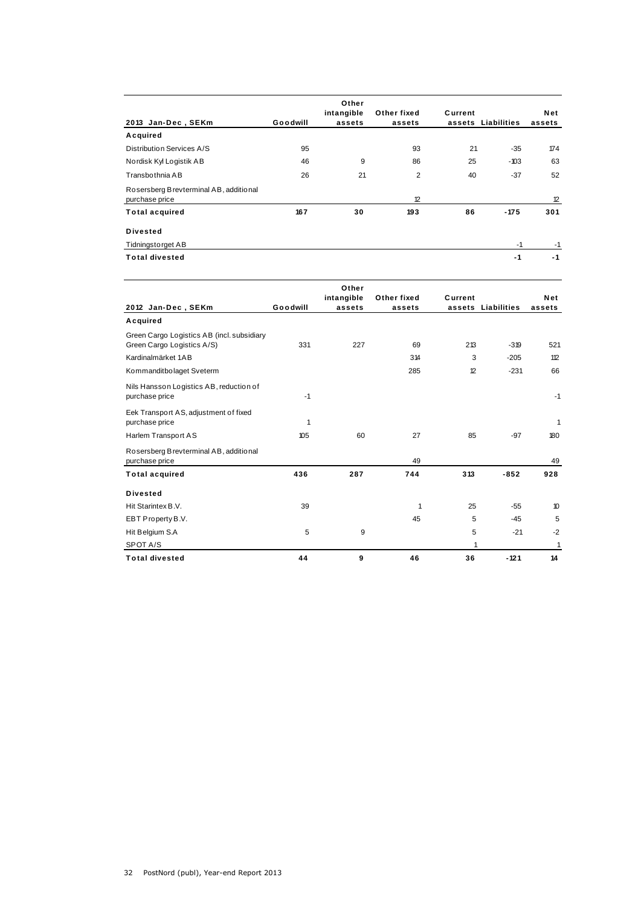| 2013 Jan-Dec, SEKm | Goodwill | Other intangible assets | Other fixed assets | Current assets | Liabilities | Net assets |
|---|---|---|---|---|---|---|
| **Acquired** | | | | | | |
| Distribution Services A/S | 95 | | 93 | 21 | -35 | 174 |
| Nordisk Kyl Logistik AB | 46 | 9 | 86 | 25 | -103 | 63 |
| Transbothnia AB | 26 | 21 | 2 | 40 | -37 | 52 |
| Rosersberg Brevterminal AB, additional purchase price | | | 12 | | | 12 |
| **Total acquired** | **167** | **30** | **193** | **86** | **-175** | **301** |
| **Divested** | | | | | | |
| Tidningstorget AB | | | | | -1 | -1 |
| **Total divested** | | | | | **-1** | **-1** |

| 2012 Jan-Dec, SEKm | Goodwill | Other intangible assets | Other fixed assets | Current assets | Liabilities | Net assets |
|---|---|---|---|---|---|---|
| **Acquired** | | | | | | |
| Green Cargo Logistics AB (incl. subsidiary Green Cargo Logistics A/S) | 331 | 227 | 69 | 213 | -319 | 521 |
| Kardinalmärket 1AB | | | 314 | 3 | -205 | 112 |
| Kommanditbolaget Sveterm | | | 285 | 12 | -231 | 66 |
| Nils Hansson Logistics AB, reduction of purchase price | -1 | | | | | -1 |
| Eek Transport AS, adjustment of fixed purchase price | 1 | | | | | 1 |
| Harlem Transport AS | 105 | 60 | 27 | 85 | -97 | 180 |
| Rosersberg Brevterminal AB, additional purchase price | | | 49 | | | 49 |
| **Total acquired** | **436** | **287** | **744** | **313** | **-852** | **928** |
| **Divested** | | | | | | |
| Hit Starintex B.V. | 39 | | 1 | 25 | -55 | 10 |
| EBT Property B.V. | | | 45 | 5 | -45 | 5 |
| Hit Belgium S.A | 5 | 9 | | 5 | -21 | -2 |
| SPOT A/S | | | | 1 | | 1 |
| **Total divested** | **44** | **9** | **46** | **36** | **-121** | **14** |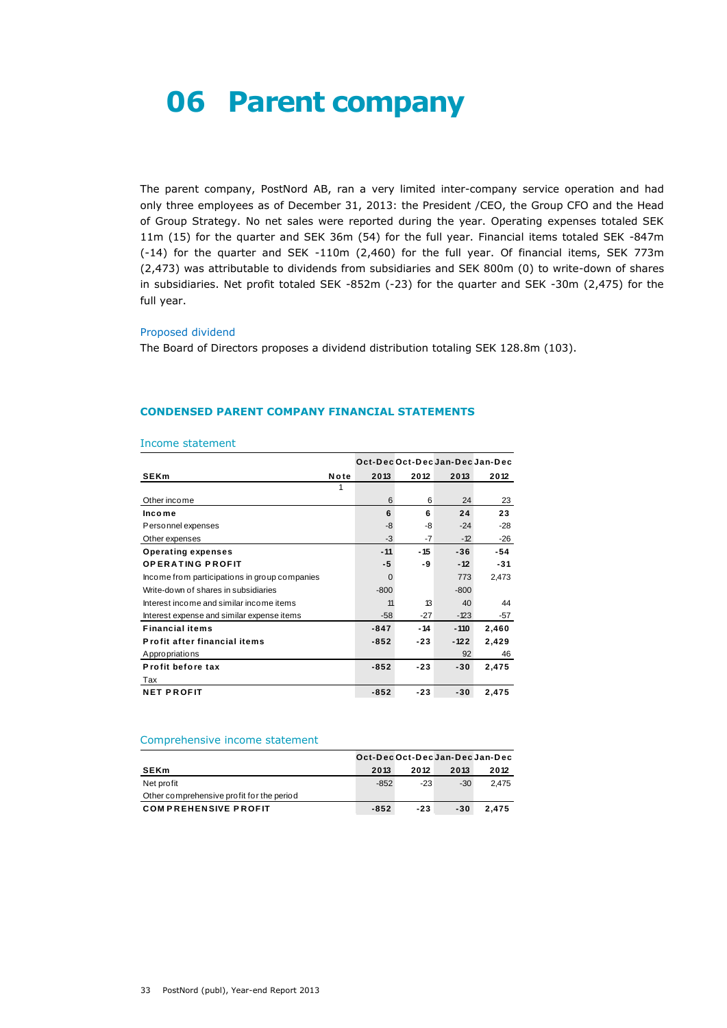# 06 Parent company

The parent company, PostNord AB, ran a very limited inter-company service operation and had only three employees as of December 31, 2013: the President /CEO, the Group CFO and the Head of Group Strategy. No net sales were reported during the year. Operating expenses totaled SEK 11m (15) for the quarter and SEK 36m (54) for the full year. Financial items totaled SEK -847m (-14) for the quarter and SEK -110m (2,460) for the full year. Of financial items, SEK 773m (2,473) was attributable to dividends from subsidiaries and SEK 800m (0) to write-down of shares in subsidiaries. Net profit totaled SEK -852m (-23) for the quarter and SEK -30m (2,475) for the full year.

### Proposed dividend

The Board of Directors proposes a dividend distribution totaling SEK 128.8m (103).

## CONDENSED PARENT COMPANY FINANCIAL STATEMENTS

### Income statement

| SEKm | Note | Oct-Dec 2013 | Oct-Dec 2012 | Jan-Dec 2013 | Jan-Dec 2012 |
|---|---|---|---|---|---|
| | 1 | | | | |
| Other income | | 6 | 6 | 24 | 23 |
| **Income** | | **6** | **6** | **24** | **23** |
| Personnel expenses | | -8 | -8 | -24 | -28 |
| Other expenses | | -3 | -7 | -12 | -26 |
| **Operating expenses** | | **-11** | **-15** | **-36** | **-54** |
| **OPERATING PROFIT** | | **-5** | **-9** | **-12** | **-31** |
| Income from participations in group companies | | 0 | | 773 | 2,473 |
| Write-down of shares in subsidiaries | | -800 | | -800 | |
| Interest income and similar income items | | 11 | 13 | 40 | 44 |
| Interest expense and similar expense items | | -58 | -27 | -123 | -57 |
| **Financial items** | | **-847** | **-14** | **-110** | **2,460** |
| **Profit after financial items** | | **-852** | **-23** | **-122** | **2,429** |
| Appropriations | | | | 92 | 46 |
| **Profit before tax** | | **-852** | **-23** | **-30** | **2,475** |
| Tax | | | | | |
| **NET PROFIT** | | **-852** | **-23** | **-30** | **2,475** |

### Comprehensive income statement

| SEKm | Oct-Dec 2013 | Oct-Dec 2012 | Jan-Dec 2013 | Jan-Dec 2012 |
|---|---|---|---|---|
| Net profit | -852 | -23 | -30 | 2,475 |
| Other comprehensive profit for the period | | | | |
| **COMPREHENSIVE PROFIT** | **-852** | **-23** | **-30** | **2,475** |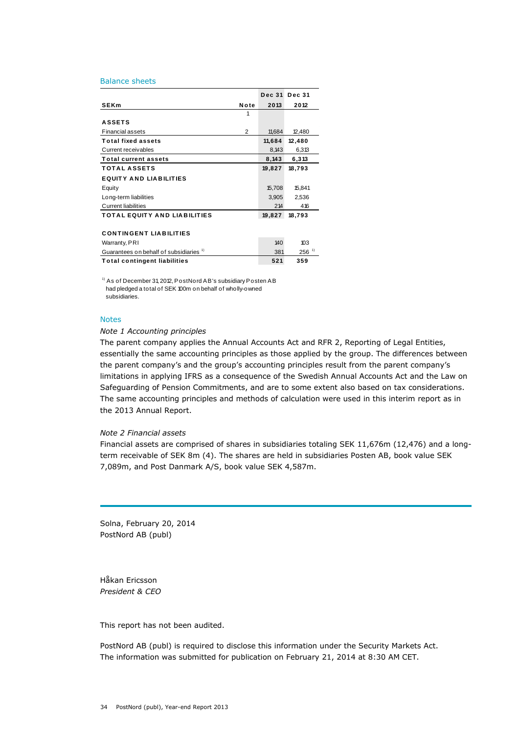## Balance sheets

| SEKm | Note | Dec 31 2013 | Dec 31 2012 |
|---|---|---|---|
| | 1 | | |
| **ASSETS** | | | |
| Financial assets | 2 | 11,684 | 12,480 |
| **Total fixed assets** | | **11,684** | **12,480** |
| Current receivables | | 8,143 | 6,313 |
| **Total current assets** | | **8,143** | **6,313** |
| **TOTAL ASSETS** | | **19,827** | **18,793** |
| **EQUITY AND LIABILITIES** | | | |
| Equity | | 15,708 | 15,841 |
| Long-term liabilities | | 3,905 | 2,536 |
| Current liabilities | | 214 | 416 |
| **TOTAL EQUITY AND LIABILITIES** | | **19,827** | **18,793** |
| | | | |
| **CONTINGENT LIABILITIES** | | | |
| Warranty, PRI | | 140 | 103 |
| Guarantees on behalf of subsidiaries [1] | | 381 | 256 [1] |
| **Total contingent liabilities** | | **521** | **359** |

[1] As of December 31, 2012, PostNord AB's subsidiary Posten AB had pledged a total of SEK 100m on behalf of wholly-owned subsidiaries.

## Notes

*Note 1 Accounting principles*

The parent company applies the Annual Accounts Act and RFR 2, Reporting of Legal Entities, essentially the same accounting principles as those applied by the group. The differences between the parent company's and the group's accounting principles result from the parent company's limitations in applying IFRS as a consequence of the Swedish Annual Accounts Act and the Law on Safeguarding of Pension Commitments, and are to some extent also based on tax considerations. The same accounting principles and methods of calculation were used in this interim report as in the 2013 Annual Report.

*Note 2 Financial assets*

Financial assets are comprised of shares in subsidiaries totaling SEK 11,676m (12,476) and a long-term receivable of SEK 8m (4). The shares are held in subsidiaries Posten AB, book value SEK 7,089m, and Post Danmark A/S, book value SEK 4,587m.

Solna, February 20, 2014
PostNord AB (publ)

Håkan Ericsson
*President & CEO*

This report has not been audited.

PostNord AB (publ) is required to disclose this information under the Security Markets Act. The information was submitted for publication on February 21, 2014 at 8:30 AM CET.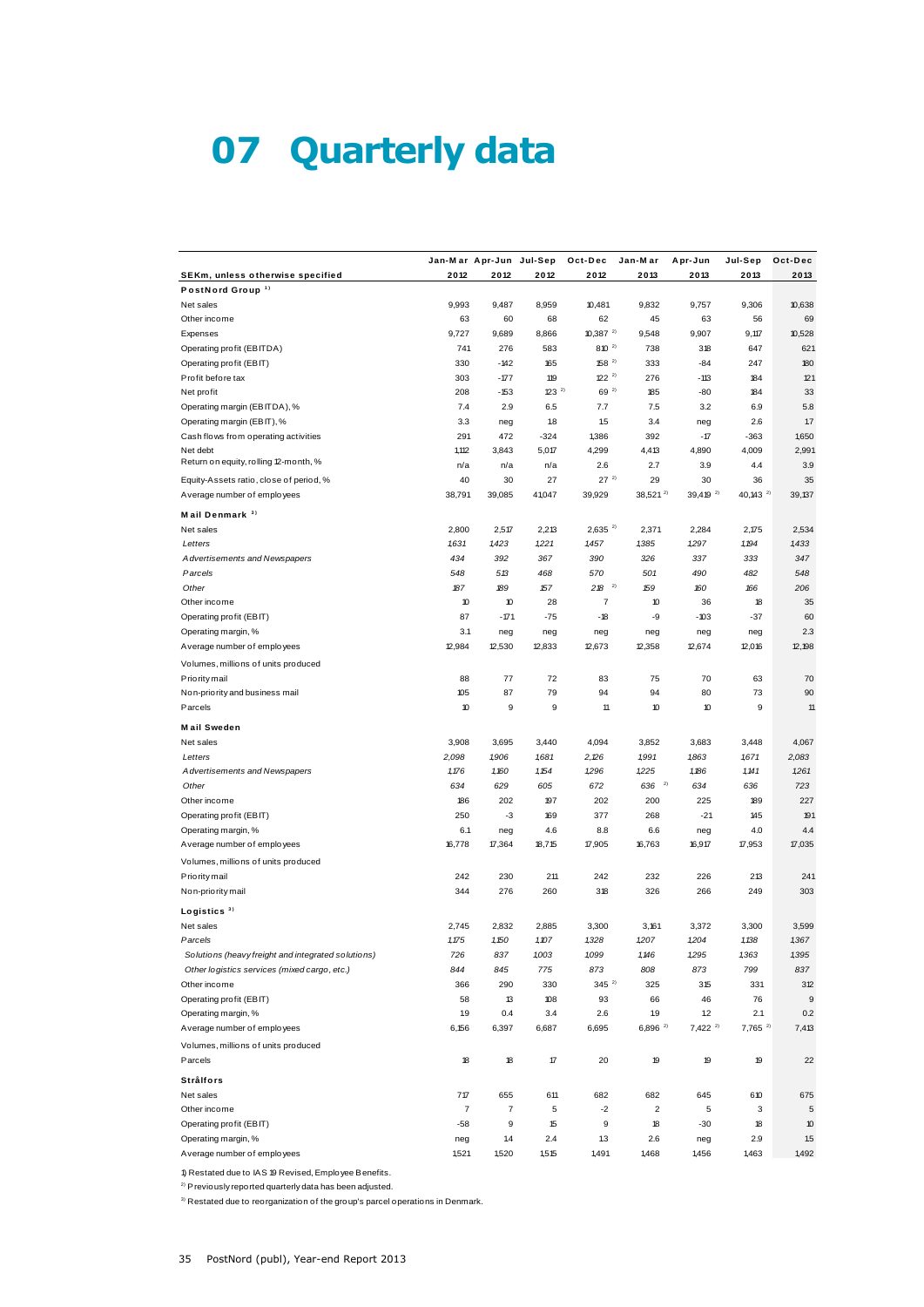# 07 Quarterly data

| SEKm, unless otherwise specified | Jan-Mar 2012 | Apr-Jun 2012 | Jul-Sep 2012 | Oct-Dec 2012 | Jan-Mar 2013 | Apr-Jun 2013 | Jul-Sep 2013 | Oct-Dec 2013 |
|---|---|---|---|---|---|---|---|---|
| **PostNord Group** [1] | | | | | | | | |
| Net sales | 9,993 | 9,487 | 8,959 | 10,481 | 9,832 | 9,757 | 9,306 | 10,638 |
| Other income | 63 | 60 | 68 | 62 | 45 | 63 | 56 | 69 |
| Expenses | 9,727 | 9,689 | 8,866 | 10,387 [2] | 9,548 | 9,907 | 9,117 | 10,528 |
| Operating profit (EBITDA) | 741 | 276 | 583 | 810 [2] | 738 | 318 | 647 | 621 |
| Operating profit (EBIT) | 330 | -142 | 165 | 158 [2] | 333 | -84 | 247 | 180 |
| Profit before tax | 303 | -177 | 119 | 122 [2] | 276 | -113 | 184 | 121 |
| Net profit | 208 | -153 | 123 [2] | 69 [2] | 185 | -80 | 184 | 33 |
| Operating margin (EBITDA), % | 7.4 | 2.9 | 6.5 | 7.7 | 7.5 | 3.2 | 6.9 | 5.8 |
| Operating margin (EBIT), % | 3.3 | neg | 1.8 | 1.5 | 3.4 | neg | 2.6 | 1.7 |
| Cash flows from operating activities | 291 | 472 | -324 | 1,386 | 392 | -17 | -363 | 1,650 |
| Net debt | 1,112 | 3,843 | 5,017 | 4,299 | 4,413 | 4,890 | 4,009 | 2,991 |
| Return on equity, rolling 12-month, % | n/a | n/a | n/a | 2.6 | 2.7 | 3.9 | 4.4 | 3.9 |
| Equity-Assets ratio, close of period, % | 40 | 30 | 27 | 27 [2] | 29 | 30 | 36 | 35 |
| Average number of employees | 38,791 | 39,085 | 41,047 | 39,929 | 38,521 [2] | 39,419 [2] | 40,143 [2] | 39,137 |
| **Mail Denmark** [3] | | | | | | | | |
| Net sales | 2,800 | 2,517 | 2,213 | 2,635 [2] | 2,371 | 2,284 | 2,175 | 2,534 |
| *Letters* | *1,631* | *1,423* | *1,221* | *1,457* | *1,385* | *1,297* | *1,194* | *1,433* |
| *Advertisements and Newspapers* | *434* | *392* | *367* | *390* | *326* | *337* | *333* | *347* |
| *Parcels* | *548* | *513* | *468* | *570* | *501* | *490* | *482* | *548* |
| *Other* | *187* | *189* | *157* | *218* [2] | *159* | *160* | *166* | *206* |
| Other income | 10 | 10 | 28 | 7 | 10 | 36 | 18 | 35 |
| Operating profit (EBIT) | 87 | -171 | -75 | -18 | -9 | -103 | -37 | 60 |
| Operating margin, % | 3.1 | neg | neg | neg | neg | neg | neg | 2.3 |
| Average number of employees | 12,984 | 12,530 | 12,833 | 12,673 | 12,358 | 12,674 | 12,016 | 12,198 |
| Volumes, millions of units produced | | | | | | | | |
| Priority mail | 88 | 77 | 72 | 83 | 75 | 70 | 63 | 70 |
| Non-priority and business mail | 105 | 87 | 79 | 94 | 94 | 80 | 73 | 90 |
| Parcels | 10 | 9 | 9 | 11 | 10 | 10 | 9 | 11 |
| **Mail Sweden** | | | | | | | | |
| Net sales | 3,908 | 3,695 | 3,440 | 4,094 | 3,852 | 3,683 | 3,448 | 4,067 |
| *Letters* | *2,098* | *1,906* | *1,681* | *2,126* | *1,991* | *1,863* | *1,671* | *2,083* |
| *Advertisements and Newspapers* | *1,176* | *1,160* | *1,154* | *1,296* | *1,225* | *1,186* | *1,141* | *1,261* |
| *Other* | *634* | *629* | *605* | *672* | *636* [2] | *634* | *636* | *723* |
| Other income | 186 | 202 | 197 | 202 | 200 | 225 | 189 | 227 |
| Operating profit (EBIT) | 250 | -3 | 169 | 377 | 268 | -21 | 145 | 191 |
| Operating margin, % | 6.1 | neg | 4.6 | 8.8 | 6.6 | neg | 4.0 | 4.4 |
| Average number of employees | 16,778 | 17,364 | 18,715 | 17,905 | 16,763 | 16,917 | 17,953 | 17,035 |
| Volumes, millions of units produced | | | | | | | | |
| Priority mail | 242 | 230 | 211 | 242 | 232 | 226 | 213 | 241 |
| Non-priority mail | 344 | 276 | 260 | 318 | 326 | 266 | 249 | 303 |
| **Logistics** [3] | | | | | | | | |
| Net sales | 2,745 | 2,832 | 2,885 | 3,300 | 3,161 | 3,372 | 3,300 | 3,599 |
| *Parcels* | *1,175* | *1,150* | *1,107* | *1,328* | *1,207* | *1,204* | *1,138* | *1,367* |
| *Solutions (heavy freight and integrated solutions)* | *726* | *837* | *1,003* | *1,099* | *1,146* | *1,295* | *1,363* | *1,395* |
| *Other logistics services (mixed cargo, etc.)* | *844* | *845* | *775* | *873* | *808* | *873* | *799* | *837* |
| Other income | 366 | 290 | 330 | 345 [2] | 325 | 315 | 331 | 312 |
| Operating profit (EBIT) | 58 | 13 | 108 | 93 | 66 | 46 | 76 | 9 |
| Operating margin, % | 1.9 | 0.4 | 3.4 | 2.6 | 1.9 | 1.2 | 2.1 | 0.2 |
| Average number of employees | 6,156 | 6,397 | 6,687 | 6,695 | 6,896 [2] | 7,422 [2] | 7,765 [2] | 7,413 |
| Volumes, millions of units produced | | | | | | | | |
| Parcels | 18 | 18 | 17 | 20 | 19 | 19 | 19 | 22 |
| **Strålfors** | | | | | | | | |
| Net sales | 717 | 655 | 611 | 682 | 682 | 645 | 610 | 675 |
| Other income | 7 | 7 | 5 | -2 | 2 | 5 | 3 | 5 |
| Operating profit (EBIT) | -58 | 9 | 15 | 9 | 18 | -30 | 18 | 10 |
| Operating margin, % | neg | 1.4 | 2.4 | 1.3 | 2.6 | neg | 2.9 | 1.5 |
| Average number of employees | 1,521 | 1,520 | 1,515 | 1,491 | 1,468 | 1,456 | 1,463 | 1,492 |

1) Restated due to IAS 19 Revised, Employee Benefits.

2) Previously reported quarterly data has been adjusted.

3) Restated due to reorganization of the group's parcel operations in Denmark.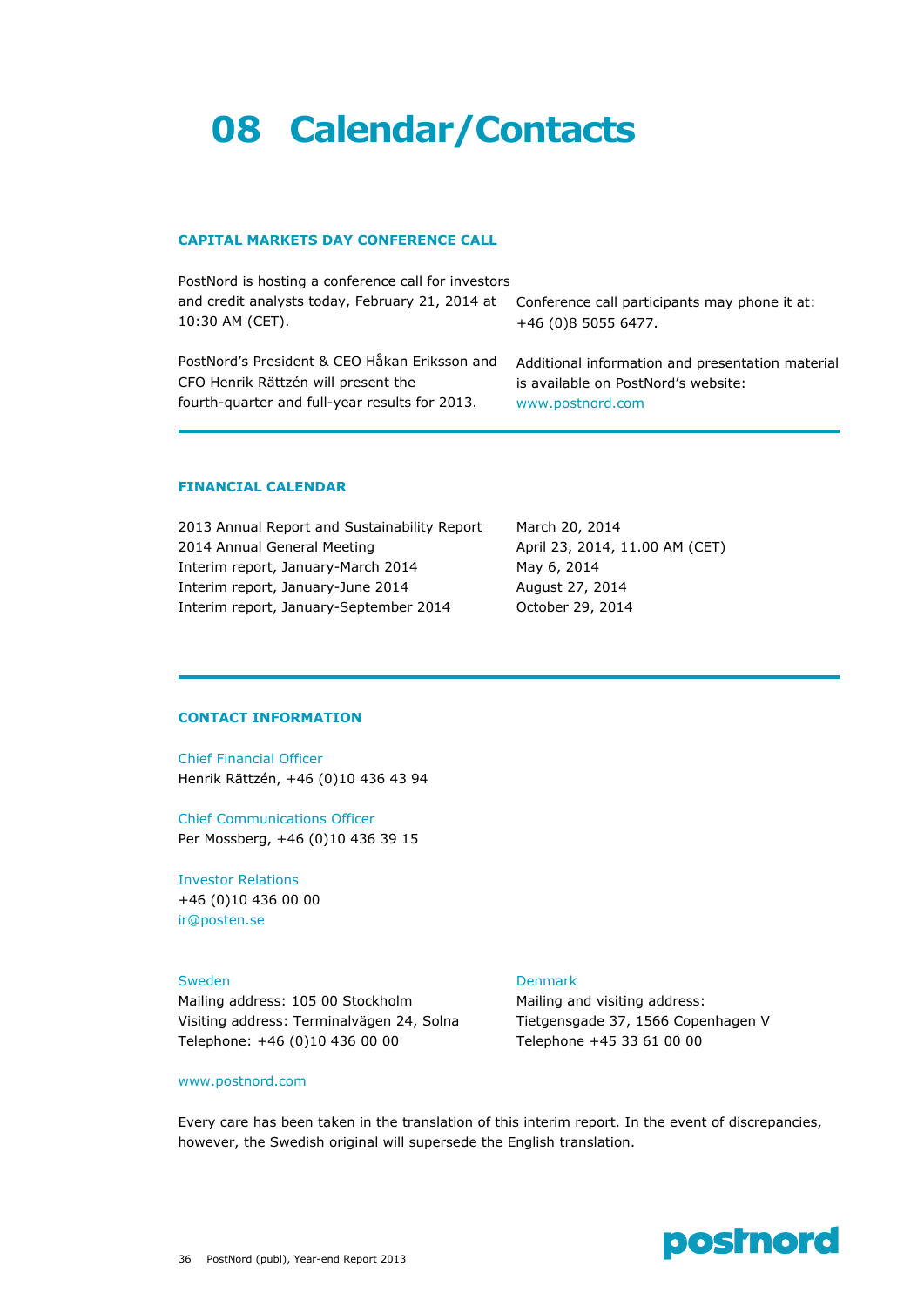# 08 Calendar/Contacts

### CAPITAL MARKETS DAY CONFERENCE CALL

PostNord is hosting a conference call for investors and credit analysts today, February 21, 2014 at 10:30 AM (CET).

PostNord's President & CEO Håkan Eriksson and CFO Henrik Rättzén will present the fourth-quarter and full-year results for 2013.

Conference call participants may phone it at: +46 (0)8 5055 6477.

Additional information and presentation material is available on PostNord's website: www.postnord.com

### FINANCIAL CALENDAR

| | |
|---|---|
| 2013 Annual Report and Sustainability Report | March 20, 2014 |
| 2014 Annual General Meeting | April 23, 2014, 11.00 AM (CET) |
| Interim report, January-March 2014 | May 6, 2014 |
| Interim report, January-June 2014 | August 27, 2014 |
| Interim report, January-September 2014 | October 29, 2014 |

### CONTACT INFORMATION

Chief Financial Officer
Henrik Rättzén, +46 (0)10 436 43 94

Chief Communications Officer
Per Mossberg, +46 (0)10 436 39 15

Investor Relations
+46 (0)10 436 00 00
ir@posten.se

Sweden
Mailing address: 105 00 Stockholm
Visiting address: Terminalvägen 24, Solna
Telephone: +46 (0)10 436 00 00

Denmark
Mailing and visiting address:
Tietgensgade 37, 1566 Copenhagen V
Telephone +45 33 61 00 00

www.postnord.com

Every care has been taken in the translation of this interim report. In the event of discrepancies, however, the Swedish original will supersede the English translation.